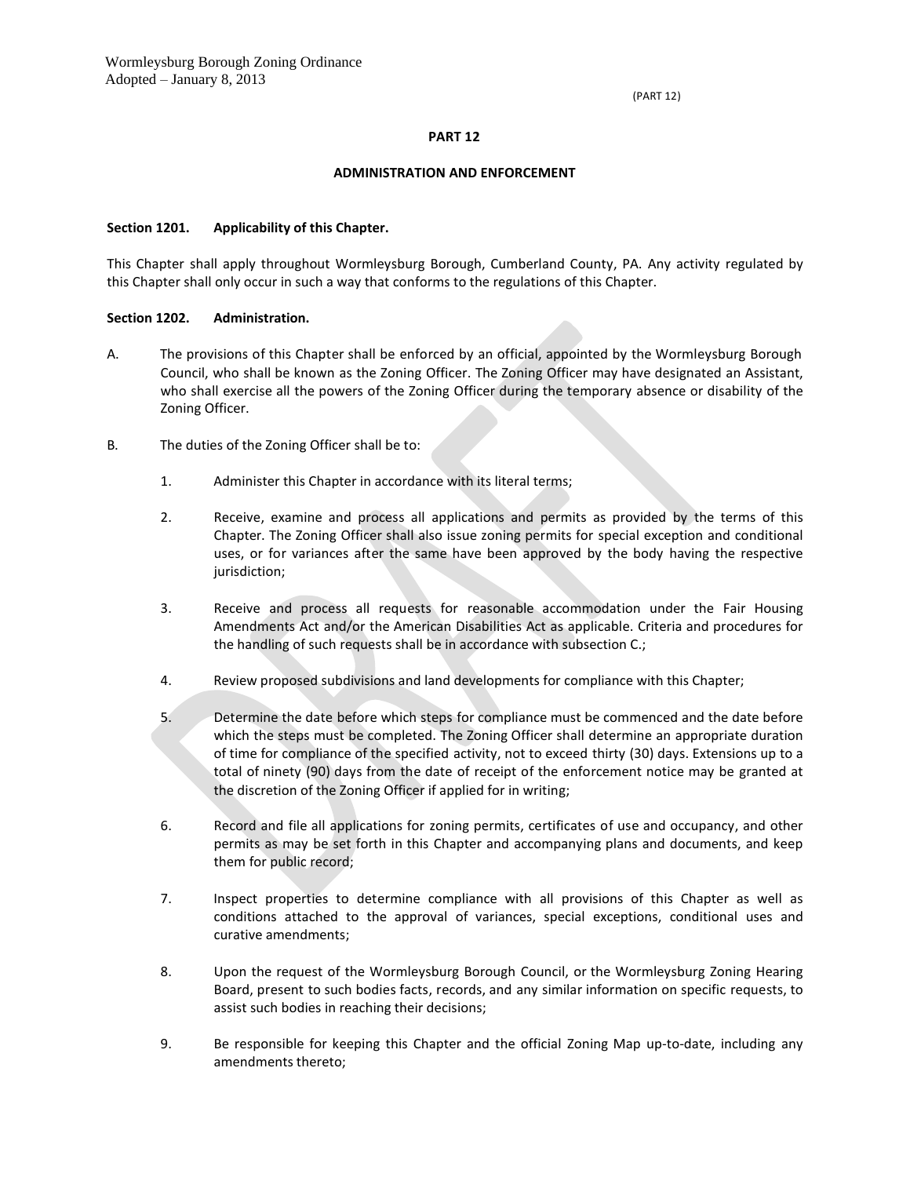# PART 12

## ADMINISTRATION AND ENFORCEMENT

**Section 1201. Applicability of this Chapter.**

This Chapter shall apply throughout Wormleysburg Borough, Cumberland County, PA. Any activity regulated by this Chapter shall only occur in such a way that conforms to the regulations of this Chapter.

**Section 1202. Administration.**

A. The provisions of this Chapter shall be enforced by an official, appointed by the Wormleysburg Borough Council, who shall be known as the Zoning Officer. The Zoning Officer may have designated an Assistant, who shall exercise all the powers of the Zoning Officer during the temporary absence or disability of the Zoning Officer.

B. The duties of the Zoning Officer shall be to:

1. Administer this Chapter in accordance with its literal terms;

2. Receive, examine and process all applications and permits as provided by the terms of this Chapter. The Zoning Officer shall also issue zoning permits for special exception and conditional uses, or for variances after the same have been approved by the body having the respective jurisdiction;

3. Receive and process all requests for reasonable accommodation under the Fair Housing Amendments Act and/or the American Disabilities Act as applicable. Criteria and procedures for the handling of such requests shall be in accordance with subsection C.;

4. Review proposed subdivisions and land developments for compliance with this Chapter;

5. Determine the date before which steps for compliance must be commenced and the date before which the steps must be completed. The Zoning Officer shall determine an appropriate duration of time for compliance of the specified activity, not to exceed thirty (30) days. Extensions up to a total of ninety (90) days from the date of receipt of the enforcement notice may be granted at the discretion of the Zoning Officer if applied for in writing;

6. Record and file all applications for zoning permits, certificates of use and occupancy, and other permits as may be set forth in this Chapter and accompanying plans and documents, and keep them for public record;

7. Inspect properties to determine compliance with all provisions of this Chapter as well as conditions attached to the approval of variances, special exceptions, conditional uses and curative amendments;

8. Upon the request of the Wormleysburg Borough Council, or the Wormleysburg Zoning Hearing Board, present to such bodies facts, records, and any similar information on specific requests, to assist such bodies in reaching their decisions;

9. Be responsible for keeping this Chapter and the official Zoning Map up-to-date, including any amendments thereto;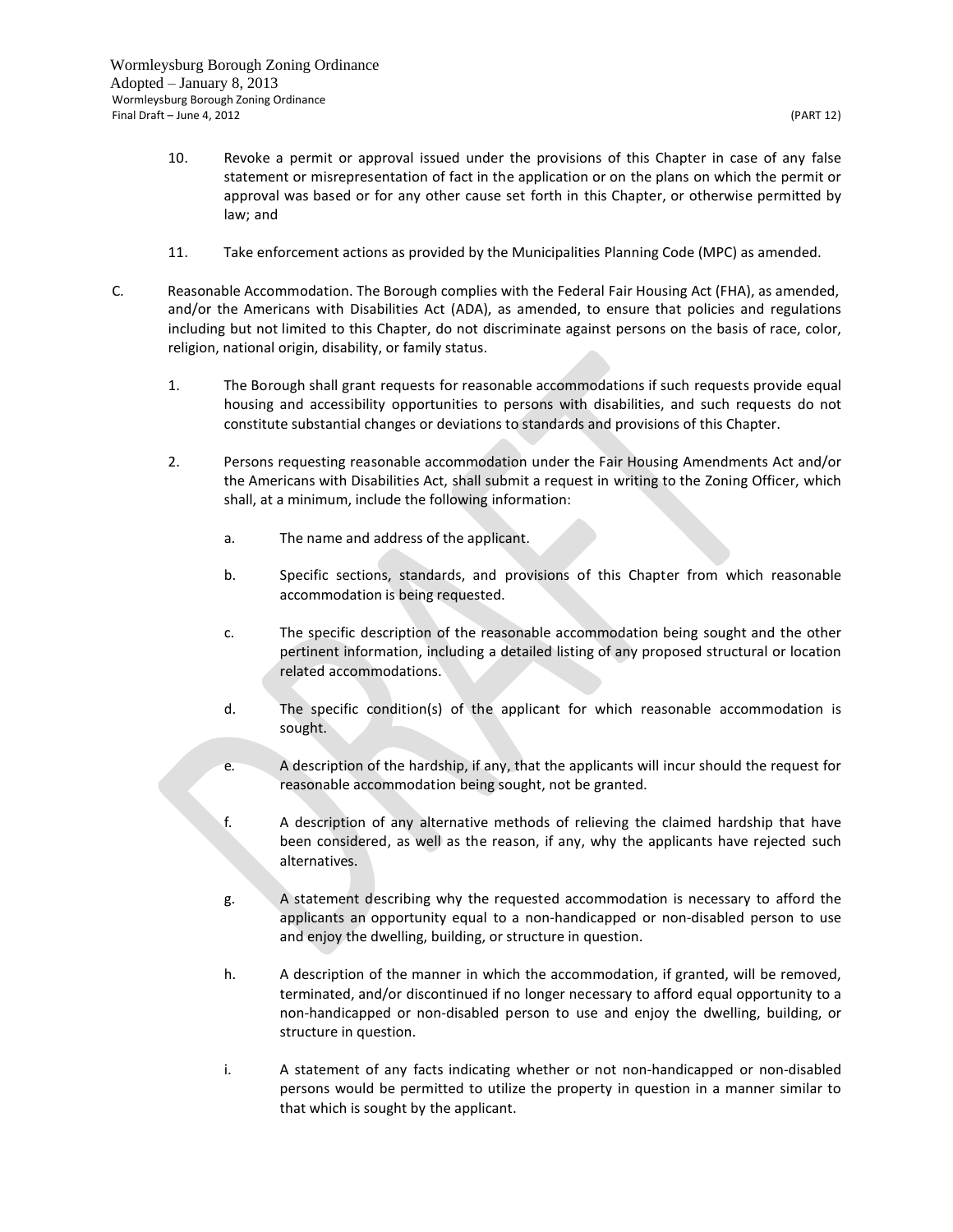10. Revoke a permit or approval issued under the provisions of this Chapter in case of any false statement or misrepresentation of fact in the application or on the plans on which the permit or approval was based or for any other cause set forth in this Chapter, or otherwise permitted by law; and

11. Take enforcement actions as provided by the Municipalities Planning Code (MPC) as amended.

C. Reasonable Accommodation. The Borough complies with the Federal Fair Housing Act (FHA), as amended, and/or the Americans with Disabilities Act (ADA), as amended, to ensure that policies and regulations including but not limited to this Chapter, do not discriminate against persons on the basis of race, color, religion, national origin, disability, or family status.

1. The Borough shall grant requests for reasonable accommodations if such requests provide equal housing and accessibility opportunities to persons with disabilities, and such requests do not constitute substantial changes or deviations to standards and provisions of this Chapter.

2. Persons requesting reasonable accommodation under the Fair Housing Amendments Act and/or the Americans with Disabilities Act, shall submit a request in writing to the Zoning Officer, which shall, at a minimum, include the following information:

   a. The name and address of the applicant.

   b. Specific sections, standards, and provisions of this Chapter from which reasonable accommodation is being requested.

   c. The specific description of the reasonable accommodation being sought and the other pertinent information, including a detailed listing of any proposed structural or location related accommodations.

   d. The specific condition(s) of the applicant for which reasonable accommodation is sought.

   e. A description of the hardship, if any, that the applicants will incur should the request for reasonable accommodation being sought, not be granted.

   f. A description of any alternative methods of relieving the claimed hardship that have been considered, as well as the reason, if any, why the applicants have rejected such alternatives.

   g. A statement describing why the requested accommodation is necessary to afford the applicants an opportunity equal to a non-handicapped or non-disabled person to use and enjoy the dwelling, building, or structure in question.

   h. A description of the manner in which the accommodation, if granted, will be removed, terminated, and/or discontinued if no longer necessary to afford equal opportunity to a non-handicapped or non-disabled person to use and enjoy the dwelling, building, or structure in question.

   i. A statement of any facts indicating whether or not non-handicapped or non-disabled persons would be permitted to utilize the property in question in a manner similar to that which is sought by the applicant.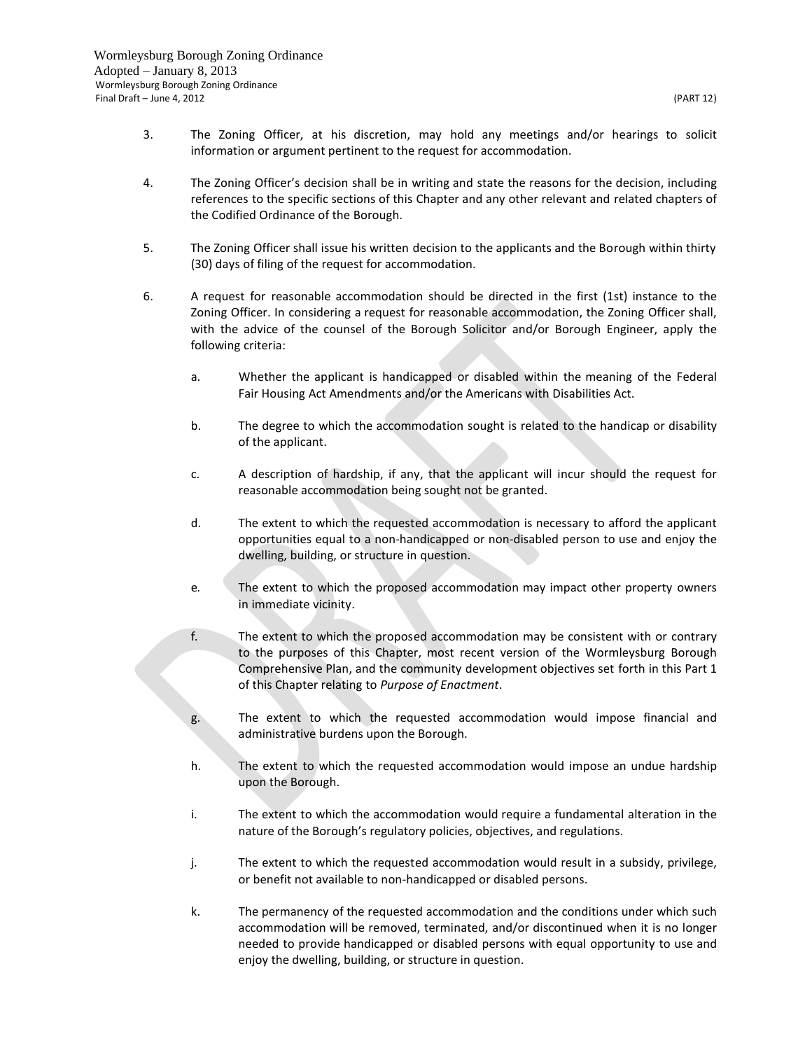3. The Zoning Officer, at his discretion, may hold any meetings and/or hearings to solicit information or argument pertinent to the request for accommodation.

4. The Zoning Officer's decision shall be in writing and state the reasons for the decision, including references to the specific sections of this Chapter and any other relevant and related chapters of the Codified Ordinance of the Borough.

5. The Zoning Officer shall issue his written decision to the applicants and the Borough within thirty (30) days of filing of the request for accommodation.

6. A request for reasonable accommodation should be directed in the first (1st) instance to the Zoning Officer. In considering a request for reasonable accommodation, the Zoning Officer shall, with the advice of the counsel of the Borough Solicitor and/or Borough Engineer, apply the following criteria:

   a. Whether the applicant is handicapped or disabled within the meaning of the Federal Fair Housing Act Amendments and/or the Americans with Disabilities Act.

   b. The degree to which the accommodation sought is related to the handicap or disability of the applicant.

   c. A description of hardship, if any, that the applicant will incur should the request for reasonable accommodation being sought not be granted.

   d. The extent to which the requested accommodation is necessary to afford the applicant opportunities equal to a non-handicapped or non-disabled person to use and enjoy the dwelling, building, or structure in question.

   e. The extent to which the proposed accommodation may impact other property owners in immediate vicinity.

   f. The extent to which the proposed accommodation may be consistent with or contrary to the purposes of this Chapter, most recent version of the Wormleysburg Borough Comprehensive Plan, and the community development objectives set forth in this Part 1 of this Chapter relating to *Purpose of Enactment*.

   g. The extent to which the requested accommodation would impose financial and administrative burdens upon the Borough.

   h. The extent to which the requested accommodation would impose an undue hardship upon the Borough.

   i. The extent to which the accommodation would require a fundamental alteration in the nature of the Borough's regulatory policies, objectives, and regulations.

   j. The extent to which the requested accommodation would result in a subsidy, privilege, or benefit not available to non-handicapped or disabled persons.

   k. The permanency of the requested accommodation and the conditions under which such accommodation will be removed, terminated, and/or discontinued when it is no longer needed to provide handicapped or disabled persons with equal opportunity to use and enjoy the dwelling, building, or structure in question.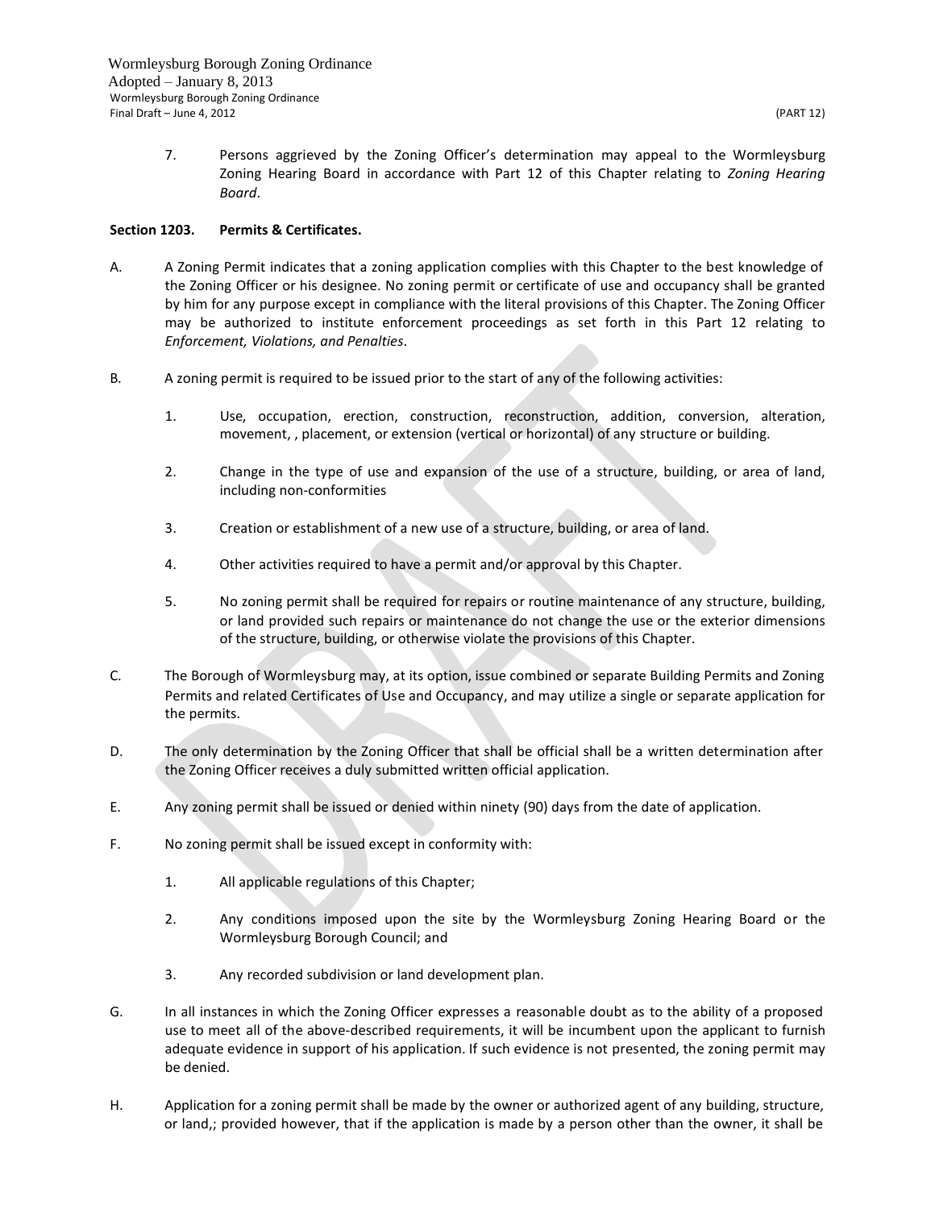7. Persons aggrieved by the Zoning Officer's determination may appeal to the Wormleysburg Zoning Hearing Board in accordance with Part 12 of this Chapter relating to *Zoning Hearing Board*.

**Section 1203. Permits & Certificates.**

A. A Zoning Permit indicates that a zoning application complies with this Chapter to the best knowledge of the Zoning Officer or his designee. No zoning permit or certificate of use and occupancy shall be granted by him for any purpose except in compliance with the literal provisions of this Chapter. The Zoning Officer may be authorized to institute enforcement proceedings as set forth in this Part 12 relating to *Enforcement, Violations, and Penalties*.

B. A zoning permit is required to be issued prior to the start of any of the following activities:

  1. Use, occupation, erection, construction, reconstruction, addition, conversion, alteration, movement, , placement, or extension (vertical or horizontal) of any structure or building.

  2. Change in the type of use and expansion of the use of a structure, building, or area of land, including non-conformities

  3. Creation or establishment of a new use of a structure, building, or area of land.

  4. Other activities required to have a permit and/or approval by this Chapter.

  5. No zoning permit shall be required for repairs or routine maintenance of any structure, building, or land provided such repairs or maintenance do not change the use or the exterior dimensions of the structure, building, or otherwise violate the provisions of this Chapter.

C. The Borough of Wormleysburg may, at its option, issue combined or separate Building Permits and Zoning Permits and related Certificates of Use and Occupancy, and may utilize a single or separate application for the permits.

D. The only determination by the Zoning Officer that shall be official shall be a written determination after the Zoning Officer receives a duly submitted written official application.

E. Any zoning permit shall be issued or denied within ninety (90) days from the date of application.

F. No zoning permit shall be issued except in conformity with:

  1. All applicable regulations of this Chapter;

  2. Any conditions imposed upon the site by the Wormleysburg Zoning Hearing Board or the Wormleysburg Borough Council; and

  3. Any recorded subdivision or land development plan.

G. In all instances in which the Zoning Officer expresses a reasonable doubt as to the ability of a proposed use to meet all of the above-described requirements, it will be incumbent upon the applicant to furnish adequate evidence in support of his application. If such evidence is not presented, the zoning permit may be denied.

H. Application for a zoning permit shall be made by the owner or authorized agent of any building, structure, or land,; provided however, that if the application is made by a person other than the owner, it shall be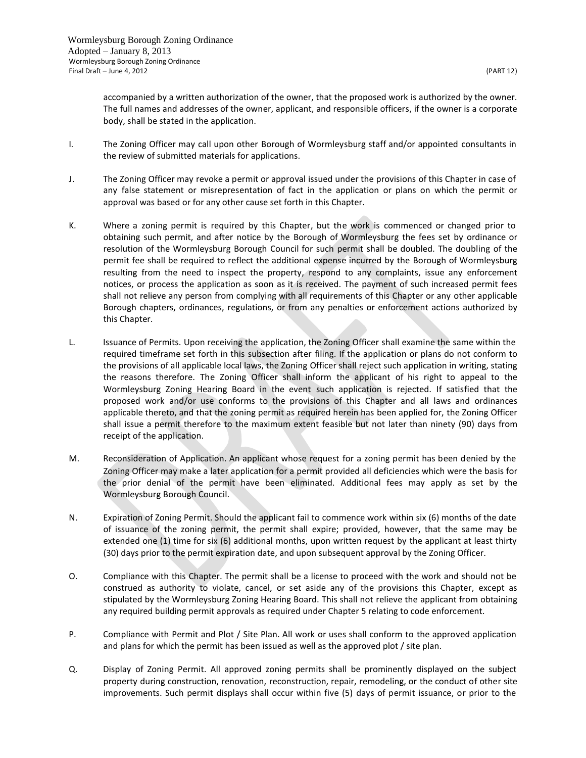accompanied by a written authorization of the owner, that the proposed work is authorized by the owner. The full names and addresses of the owner, applicant, and responsible officers, if the owner is a corporate body, shall be stated in the application.

I. The Zoning Officer may call upon other Borough of Wormleysburg staff and/or appointed consultants in the review of submitted materials for applications.

J. The Zoning Officer may revoke a permit or approval issued under the provisions of this Chapter in case of any false statement or misrepresentation of fact in the application or plans on which the permit or approval was based or for any other cause set forth in this Chapter.

K. Where a zoning permit is required by this Chapter, but the work is commenced or changed prior to obtaining such permit, and after notice by the Borough of Wormleysburg the fees set by ordinance or resolution of the Wormleysburg Borough Council for such permit shall be doubled. The doubling of the permit fee shall be required to reflect the additional expense incurred by the Borough of Wormleysburg resulting from the need to inspect the property, respond to any complaints, issue any enforcement notices, or process the application as soon as it is received. The payment of such increased permit fees shall not relieve any person from complying with all requirements of this Chapter or any other applicable Borough chapters, ordinances, regulations, or from any penalties or enforcement actions authorized by this Chapter.

L. Issuance of Permits. Upon receiving the application, the Zoning Officer shall examine the same within the required timeframe set forth in this subsection after filing. If the application or plans do not conform to the provisions of all applicable local laws, the Zoning Officer shall reject such application in writing, stating the reasons therefore. The Zoning Officer shall inform the applicant of his right to appeal to the Wormleysburg Zoning Hearing Board in the event such application is rejected. If satisfied that the proposed work and/or use conforms to the provisions of this Chapter and all laws and ordinances applicable thereto, and that the zoning permit as required herein has been applied for, the Zoning Officer shall issue a permit therefore to the maximum extent feasible but not later than ninety (90) days from receipt of the application.

M. Reconsideration of Application. An applicant whose request for a zoning permit has been denied by the Zoning Officer may make a later application for a permit provided all deficiencies which were the basis for the prior denial of the permit have been eliminated. Additional fees may apply as set by the Wormleysburg Borough Council.

N. Expiration of Zoning Permit. Should the applicant fail to commence work within six (6) months of the date of issuance of the zoning permit, the permit shall expire; provided, however, that the same may be extended one (1) time for six (6) additional months, upon written request by the applicant at least thirty (30) days prior to the permit expiration date, and upon subsequent approval by the Zoning Officer.

O. Compliance with this Chapter. The permit shall be a license to proceed with the work and should not be construed as authority to violate, cancel, or set aside any of the provisions this Chapter, except as stipulated by the Wormleysburg Zoning Hearing Board. This shall not relieve the applicant from obtaining any required building permit approvals as required under Chapter 5 relating to code enforcement.

P. Compliance with Permit and Plot / Site Plan. All work or uses shall conform to the approved application and plans for which the permit has been issued as well as the approved plot / site plan.

Q. Display of Zoning Permit. All approved zoning permits shall be prominently displayed on the subject property during construction, renovation, reconstruction, repair, remodeling, or the conduct of other site improvements. Such permit displays shall occur within five (5) days of permit issuance, or prior to the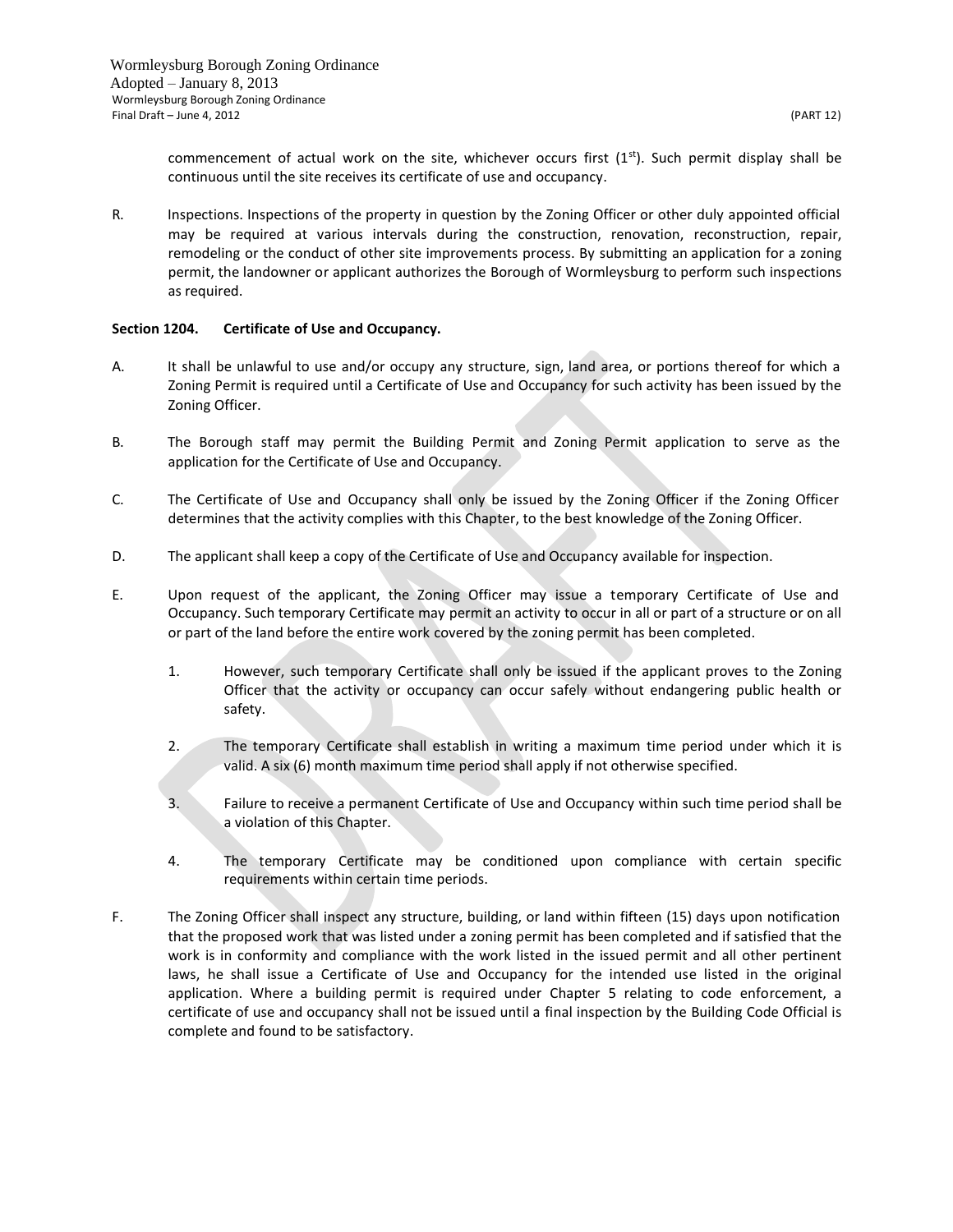commencement of actual work on the site, whichever occurs first (1st). Such permit display shall be continuous until the site receives its certificate of use and occupancy.

R. Inspections. Inspections of the property in question by the Zoning Officer or other duly appointed official may be required at various intervals during the construction, renovation, reconstruction, repair, remodeling or the conduct of other site improvements process. By submitting an application for a zoning permit, the landowner or applicant authorizes the Borough of Wormleysburg to perform such inspections as required.

**Section 1204. Certificate of Use and Occupancy.**

A. It shall be unlawful to use and/or occupy any structure, sign, land area, or portions thereof for which a Zoning Permit is required until a Certificate of Use and Occupancy for such activity has been issued by the Zoning Officer.

B. The Borough staff may permit the Building Permit and Zoning Permit application to serve as the application for the Certificate of Use and Occupancy.

C. The Certificate of Use and Occupancy shall only be issued by the Zoning Officer if the Zoning Officer determines that the activity complies with this Chapter, to the best knowledge of the Zoning Officer.

D. The applicant shall keep a copy of the Certificate of Use and Occupancy available for inspection.

E. Upon request of the applicant, the Zoning Officer may issue a temporary Certificate of Use and Occupancy. Such temporary Certificate may permit an activity to occur in all or part of a structure or on all or part of the land before the entire work covered by the zoning permit has been completed.

   1. However, such temporary Certificate shall only be issued if the applicant proves to the Zoning Officer that the activity or occupancy can occur safely without endangering public health or safety.

   2. The temporary Certificate shall establish in writing a maximum time period under which it is valid. A six (6) month maximum time period shall apply if not otherwise specified.

   3. Failure to receive a permanent Certificate of Use and Occupancy within such time period shall be a violation of this Chapter.

   4. The temporary Certificate may be conditioned upon compliance with certain specific requirements within certain time periods.

F. The Zoning Officer shall inspect any structure, building, or land within fifteen (15) days upon notification that the proposed work that was listed under a zoning permit has been completed and if satisfied that the work is in conformity and compliance with the work listed in the issued permit and all other pertinent laws, he shall issue a Certificate of Use and Occupancy for the intended use listed in the original application. Where a building permit is required under Chapter 5 relating to code enforcement, a certificate of use and occupancy shall not be issued until a final inspection by the Building Code Official is complete and found to be satisfactory.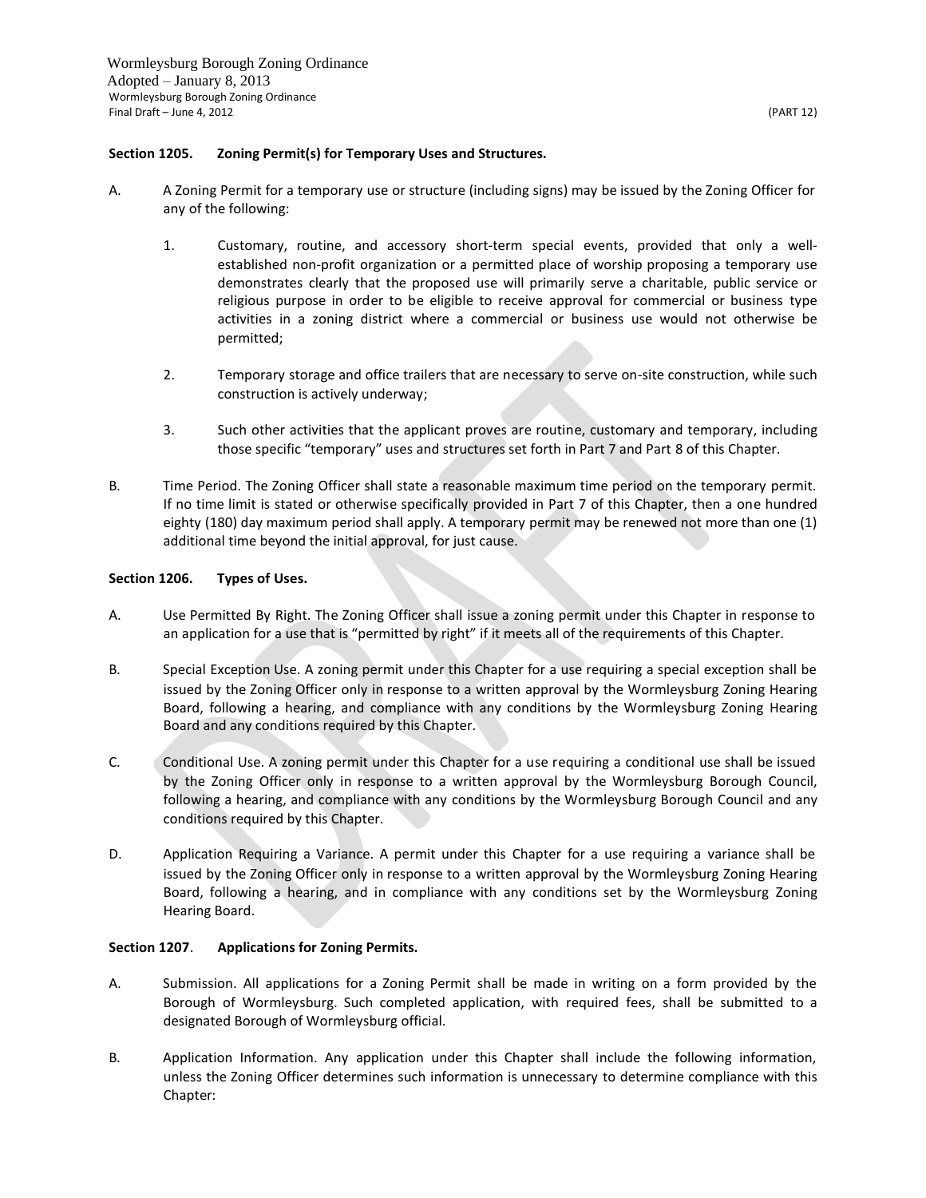**Section 1205. Zoning Permit(s) for Temporary Uses and Structures.**

A. A Zoning Permit for a temporary use or structure (including signs) may be issued by the Zoning Officer for any of the following:

   1. Customary, routine, and accessory short-term special events, provided that only a well-established non-profit organization or a permitted place of worship proposing a temporary use demonstrates clearly that the proposed use will primarily serve a charitable, public service or religious purpose in order to be eligible to receive approval for commercial or business type activities in a zoning district where a commercial or business use would not otherwise be permitted;

   2. Temporary storage and office trailers that are necessary to serve on-site construction, while such construction is actively underway;

   3. Such other activities that the applicant proves are routine, customary and temporary, including those specific "temporary" uses and structures set forth in Part 7 and Part 8 of this Chapter.

B. Time Period. The Zoning Officer shall state a reasonable maximum time period on the temporary permit. If no time limit is stated or otherwise specifically provided in Part 7 of this Chapter, then a one hundred eighty (180) day maximum period shall apply. A temporary permit may be renewed not more than one (1) additional time beyond the initial approval, for just cause.

**Section 1206. Types of Uses.**

A. Use Permitted By Right. The Zoning Officer shall issue a zoning permit under this Chapter in response to an application for a use that is "permitted by right" if it meets all of the requirements of this Chapter.

B. Special Exception Use. A zoning permit under this Chapter for a use requiring a special exception shall be issued by the Zoning Officer only in response to a written approval by the Wormleysburg Zoning Hearing Board, following a hearing, and compliance with any conditions by the Wormleysburg Zoning Hearing Board and any conditions required by this Chapter.

C. Conditional Use. A zoning permit under this Chapter for a use requiring a conditional use shall be issued by the Zoning Officer only in response to a written approval by the Wormleysburg Borough Council, following a hearing, and compliance with any conditions by the Wormleysburg Borough Council and any conditions required by this Chapter.

D. Application Requiring a Variance. A permit under this Chapter for a use requiring a variance shall be issued by the Zoning Officer only in response to a written approval by the Wormleysburg Zoning Hearing Board, following a hearing, and in compliance with any conditions set by the Wormleysburg Zoning Hearing Board.

**Section 1207. Applications for Zoning Permits.**

A. Submission. All applications for a Zoning Permit shall be made in writing on a form provided by the Borough of Wormleysburg. Such completed application, with required fees, shall be submitted to a designated Borough of Wormleysburg official.

B. Application Information. Any application under this Chapter shall include the following information, unless the Zoning Officer determines such information is unnecessary to determine compliance with this Chapter: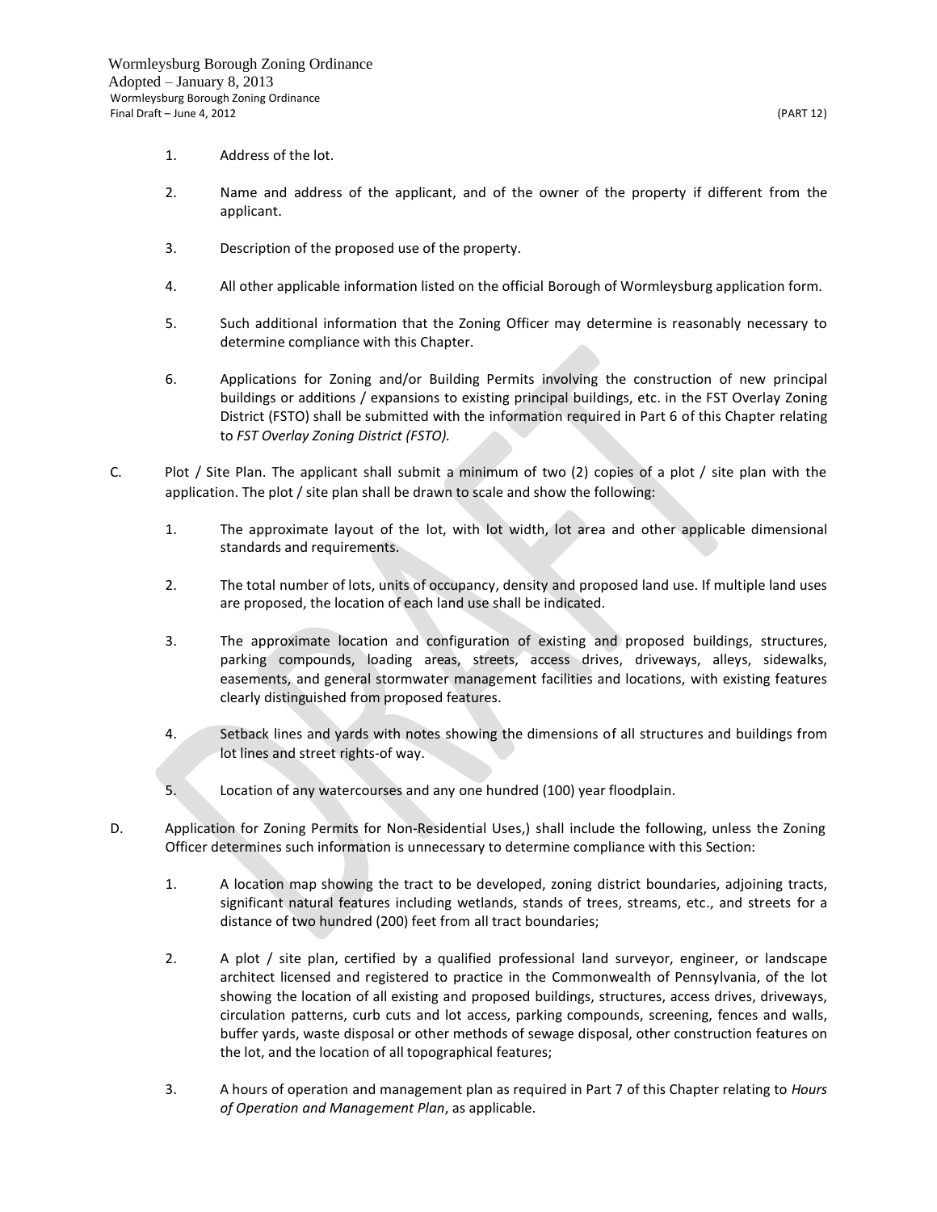1. Address of the lot.

2. Name and address of the applicant, and of the owner of the property if different from the applicant.

3. Description of the proposed use of the property.

4. All other applicable information listed on the official Borough of Wormleysburg application form.

5. Such additional information that the Zoning Officer may determine is reasonably necessary to determine compliance with this Chapter.

6. Applications for Zoning and/or Building Permits involving the construction of new principal buildings or additions / expansions to existing principal buildings, etc. in the FST Overlay Zoning District (FSTO) shall be submitted with the information required in Part 6 of this Chapter relating to *FST Overlay Zoning District (FSTO).*

C. Plot / Site Plan. The applicant shall submit a minimum of two (2) copies of a plot / site plan with the application. The plot / site plan shall be drawn to scale and show the following:

1. The approximate layout of the lot, with lot width, lot area and other applicable dimensional standards and requirements.

2. The total number of lots, units of occupancy, density and proposed land use. If multiple land uses are proposed, the location of each land use shall be indicated.

3. The approximate location and configuration of existing and proposed buildings, structures, parking compounds, loading areas, streets, access drives, driveways, alleys, sidewalks, easements, and general stormwater management facilities and locations, with existing features clearly distinguished from proposed features.

4. Setback lines and yards with notes showing the dimensions of all structures and buildings from lot lines and street rights-of way.

5. Location of any watercourses and any one hundred (100) year floodplain.

D. Application for Zoning Permits for Non-Residential Uses,) shall include the following, unless the Zoning Officer determines such information is unnecessary to determine compliance with this Section:

1. A location map showing the tract to be developed, zoning district boundaries, adjoining tracts, significant natural features including wetlands, stands of trees, streams, etc., and streets for a distance of two hundred (200) feet from all tract boundaries;

2. A plot / site plan, certified by a qualified professional land surveyor, engineer, or landscape architect licensed and registered to practice in the Commonwealth of Pennsylvania, of the lot showing the location of all existing and proposed buildings, structures, access drives, driveways, circulation patterns, curb cuts and lot access, parking compounds, screening, fences and walls, buffer yards, waste disposal or other methods of sewage disposal, other construction features on the lot, and the location of all topographical features;

3. A hours of operation and management plan as required in Part 7 of this Chapter relating to *Hours of Operation and Management Plan*, as applicable.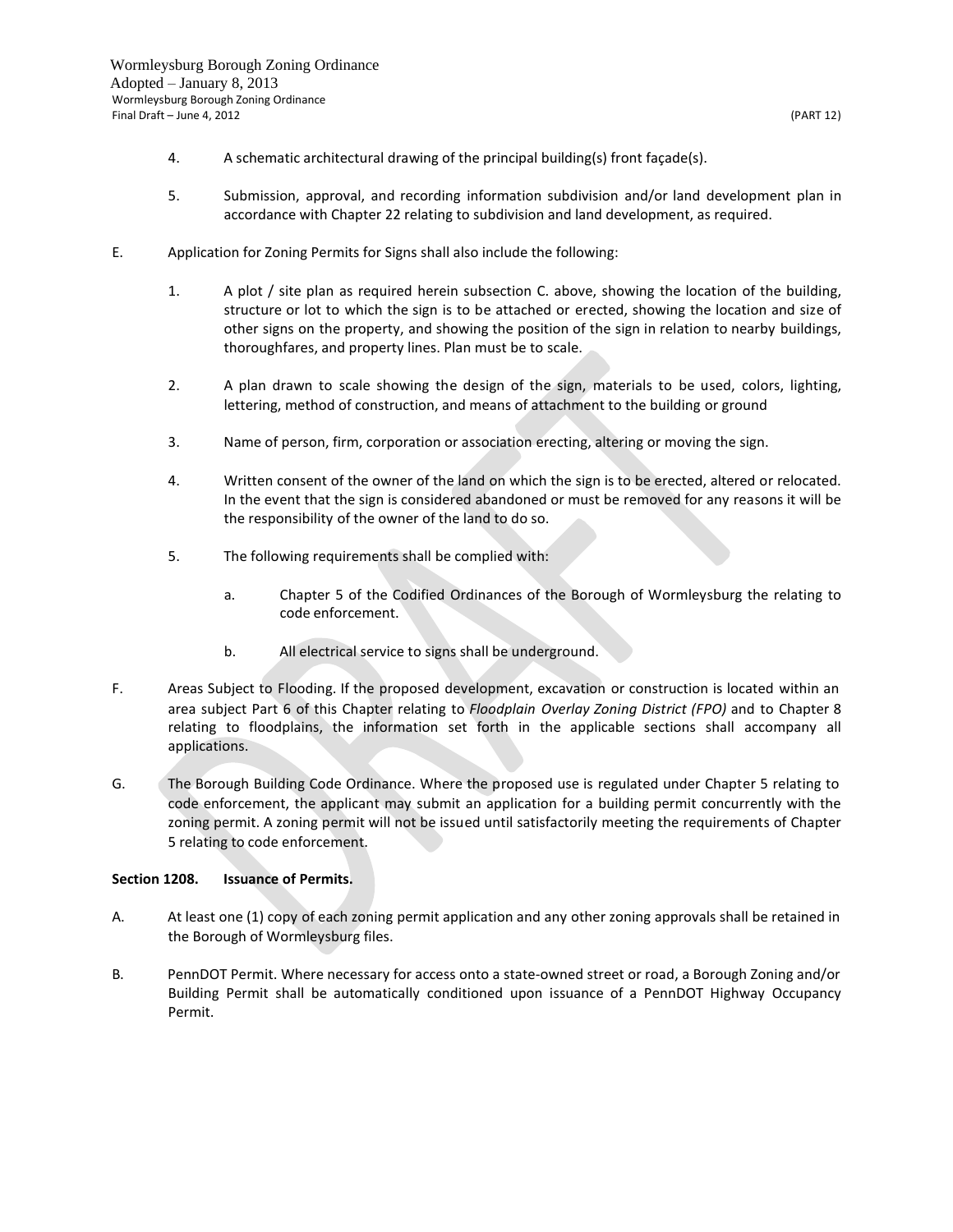4. A schematic architectural drawing of the principal building(s) front façade(s).

5. Submission, approval, and recording information subdivision and/or land development plan in accordance with Chapter 22 relating to subdivision and land development, as required.

E. Application for Zoning Permits for Signs shall also include the following:

1. A plot / site plan as required herein subsection C. above, showing the location of the building, structure or lot to which the sign is to be attached or erected, showing the location and size of other signs on the property, and showing the position of the sign in relation to nearby buildings, thoroughfares, and property lines. Plan must be to scale.

2. A plan drawn to scale showing the design of the sign, materials to be used, colors, lighting, lettering, method of construction, and means of attachment to the building or ground

3. Name of person, firm, corporation or association erecting, altering or moving the sign.

4. Written consent of the owner of the land on which the sign is to be erected, altered or relocated. In the event that the sign is considered abandoned or must be removed for any reasons it will be the responsibility of the owner of the land to do so.

5. The following requirements shall be complied with:

   a. Chapter 5 of the Codified Ordinances of the Borough of Wormleysburg the relating to code enforcement.

   b. All electrical service to signs shall be underground.

F. Areas Subject to Flooding. If the proposed development, excavation or construction is located within an area subject Part 6 of this Chapter relating to *Floodplain Overlay Zoning District (FPO)* and to Chapter 8 relating to floodplains, the information set forth in the applicable sections shall accompany all applications.

G. The Borough Building Code Ordinance. Where the proposed use is regulated under Chapter 5 relating to code enforcement, the applicant may submit an application for a building permit concurrently with the zoning permit. A zoning permit will not be issued until satisfactorily meeting the requirements of Chapter 5 relating to code enforcement.

**Section 1208. Issuance of Permits.**

A. At least one (1) copy of each zoning permit application and any other zoning approvals shall be retained in the Borough of Wormleysburg files.

B. PennDOT Permit. Where necessary for access onto a state-owned street or road, a Borough Zoning and/or Building Permit shall be automatically conditioned upon issuance of a PennDOT Highway Occupancy Permit.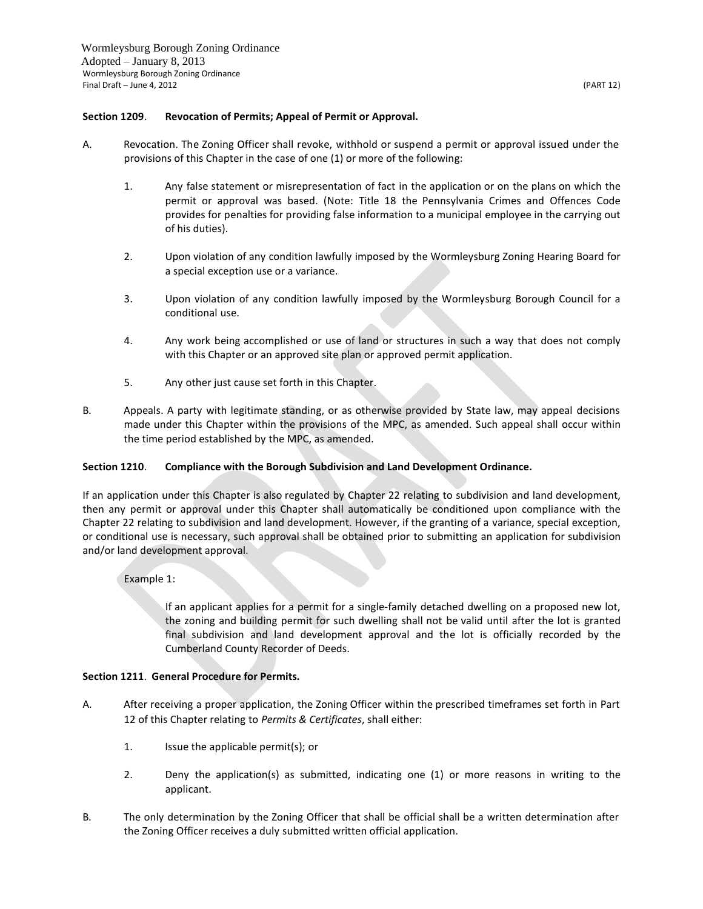**Section 1209**. **Revocation of Permits; Appeal of Permit or Approval.**

A. Revocation. The Zoning Officer shall revoke, withhold or suspend a permit or approval issued under the provisions of this Chapter in the case of one (1) or more of the following:

1. Any false statement or misrepresentation of fact in the application or on the plans on which the permit or approval was based. (Note: Title 18 the Pennsylvania Crimes and Offences Code provides for penalties for providing false information to a municipal employee in the carrying out of his duties).

2. Upon violation of any condition lawfully imposed by the Wormleysburg Zoning Hearing Board for a special exception use or a variance.

3. Upon violation of any condition lawfully imposed by the Wormleysburg Borough Council for a conditional use.

4. Any work being accomplished or use of land or structures in such a way that does not comply with this Chapter or an approved site plan or approved permit application.

5. Any other just cause set forth in this Chapter.

B. Appeals. A party with legitimate standing, or as otherwise provided by State law, may appeal decisions made under this Chapter within the provisions of the MPC, as amended. Such appeal shall occur within the time period established by the MPC, as amended.

**Section 1210**. **Compliance with the Borough Subdivision and Land Development Ordinance.**

If an application under this Chapter is also regulated by Chapter 22 relating to subdivision and land development, then any permit or approval under this Chapter shall automatically be conditioned upon compliance with the Chapter 22 relating to subdivision and land development. However, if the granting of a variance, special exception, or conditional use is necessary, such approval shall be obtained prior to submitting an application for subdivision and/or land development approval.

Example 1:

If an applicant applies for a permit for a single-family detached dwelling on a proposed new lot, the zoning and building permit for such dwelling shall not be valid until after the lot is granted final subdivision and land development approval and the lot is officially recorded by the Cumberland County Recorder of Deeds.

**Section 1211**. **General Procedure for Permits.**

A. After receiving a proper application, the Zoning Officer within the prescribed timeframes set forth in Part 12 of this Chapter relating to *Permits & Certificates*, shall either:

1. Issue the applicable permit(s); or

2. Deny the application(s) as submitted, indicating one (1) or more reasons in writing to the applicant.

B. The only determination by the Zoning Officer that shall be official shall be a written determination after the Zoning Officer receives a duly submitted written official application.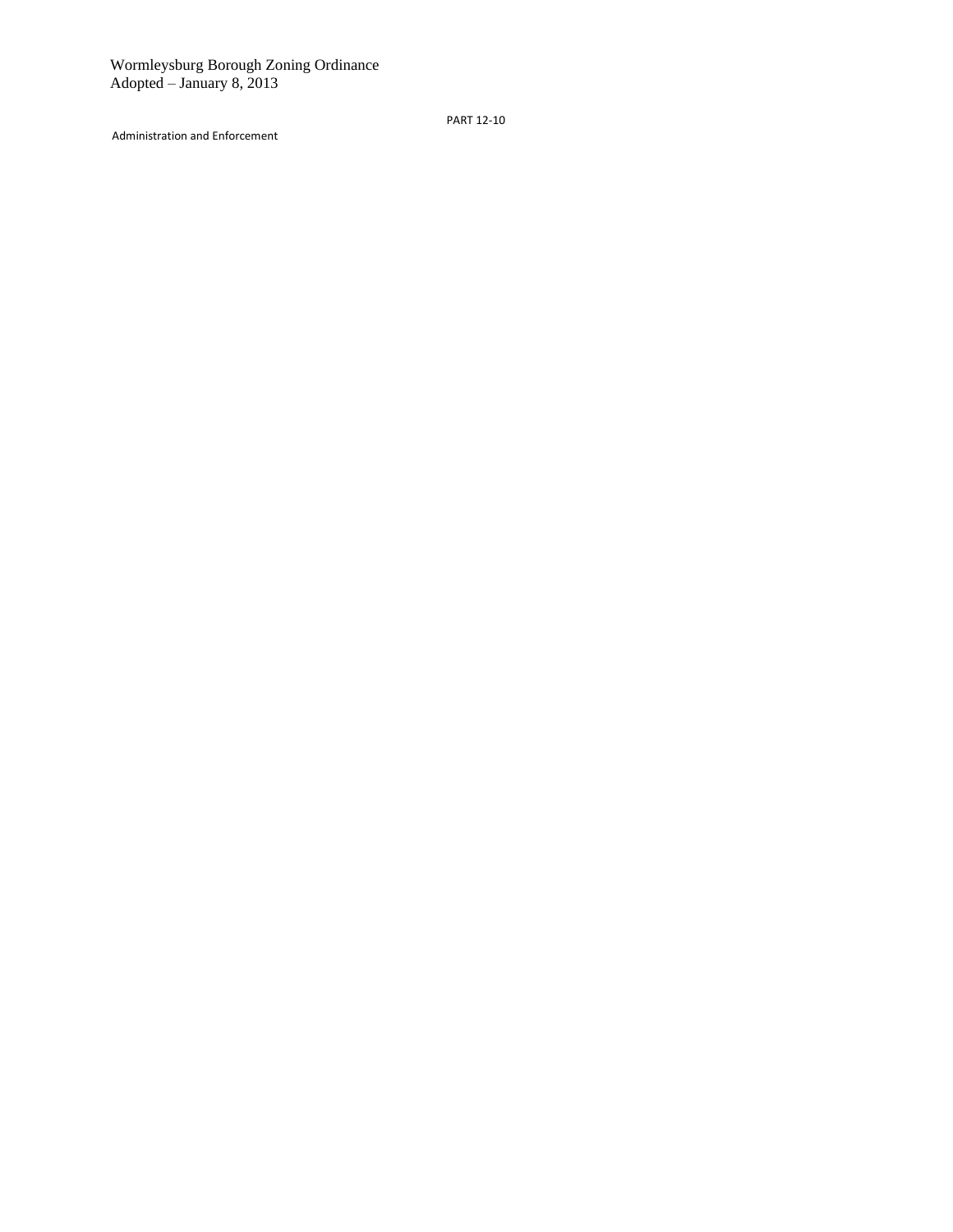# PART 12-10

## Administration and Enforcement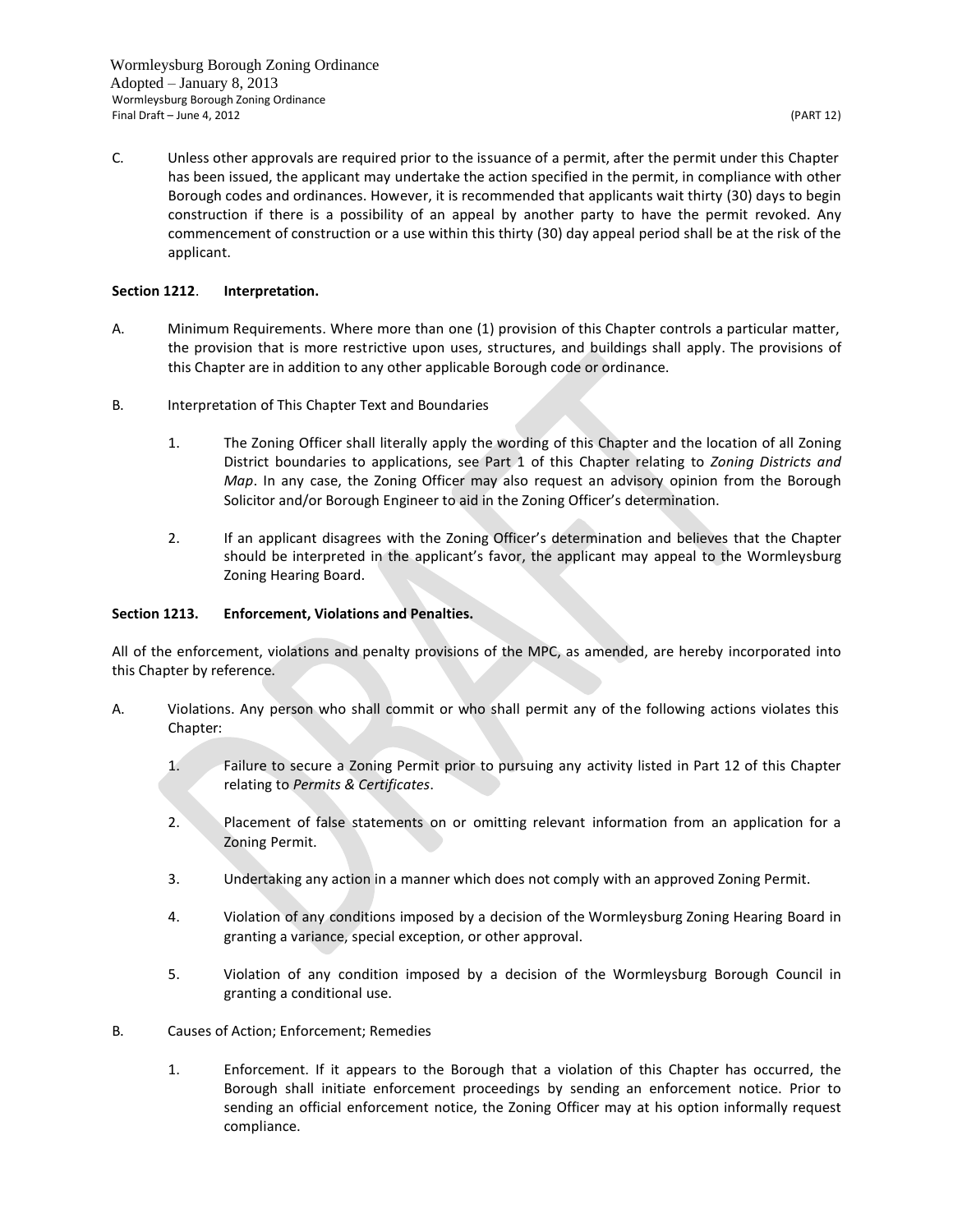C. Unless other approvals are required prior to the issuance of a permit, after the permit under this Chapter has been issued, the applicant may undertake the action specified in the permit, in compliance with other Borough codes and ordinances. However, it is recommended that applicants wait thirty (30) days to begin construction if there is a possibility of an appeal by another party to have the permit revoked. Any commencement of construction or a use within this thirty (30) day appeal period shall be at the risk of the applicant.

**Section 1212. Interpretation.**

A. Minimum Requirements. Where more than one (1) provision of this Chapter controls a particular matter, the provision that is more restrictive upon uses, structures, and buildings shall apply. The provisions of this Chapter are in addition to any other applicable Borough code or ordinance.

B. Interpretation of This Chapter Text and Boundaries

1. The Zoning Officer shall literally apply the wording of this Chapter and the location of all Zoning District boundaries to applications, see Part 1 of this Chapter relating to *Zoning Districts and Map*. In any case, the Zoning Officer may also request an advisory opinion from the Borough Solicitor and/or Borough Engineer to aid in the Zoning Officer's determination.

2. If an applicant disagrees with the Zoning Officer's determination and believes that the Chapter should be interpreted in the applicant's favor, the applicant may appeal to the Wormleysburg Zoning Hearing Board.

**Section 1213. Enforcement, Violations and Penalties.**

All of the enforcement, violations and penalty provisions of the MPC, as amended, are hereby incorporated into this Chapter by reference.

A. Violations. Any person who shall commit or who shall permit any of the following actions violates this Chapter:

1. Failure to secure a Zoning Permit prior to pursuing any activity listed in Part 12 of this Chapter relating to *Permits & Certificates*.

2. Placement of false statements on or omitting relevant information from an application for a Zoning Permit.

3. Undertaking any action in a manner which does not comply with an approved Zoning Permit.

4. Violation of any conditions imposed by a decision of the Wormleysburg Zoning Hearing Board in granting a variance, special exception, or other approval.

5. Violation of any condition imposed by a decision of the Wormleysburg Borough Council in granting a conditional use.

B. Causes of Action; Enforcement; Remedies

1. Enforcement. If it appears to the Borough that a violation of this Chapter has occurred, the Borough shall initiate enforcement proceedings by sending an enforcement notice. Prior to sending an official enforcement notice, the Zoning Officer may at his option informally request compliance.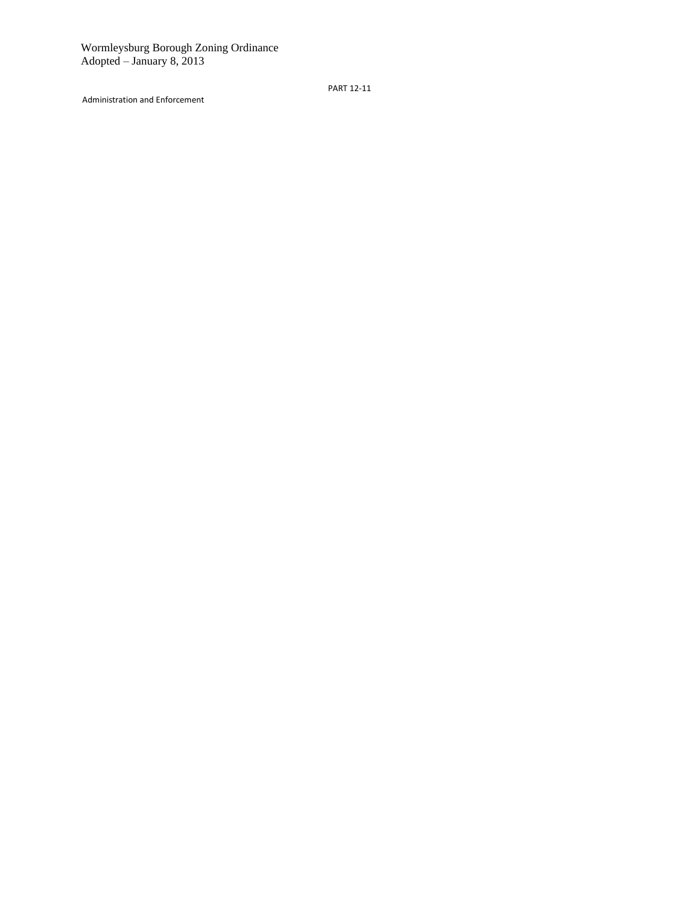Administration and Enforcement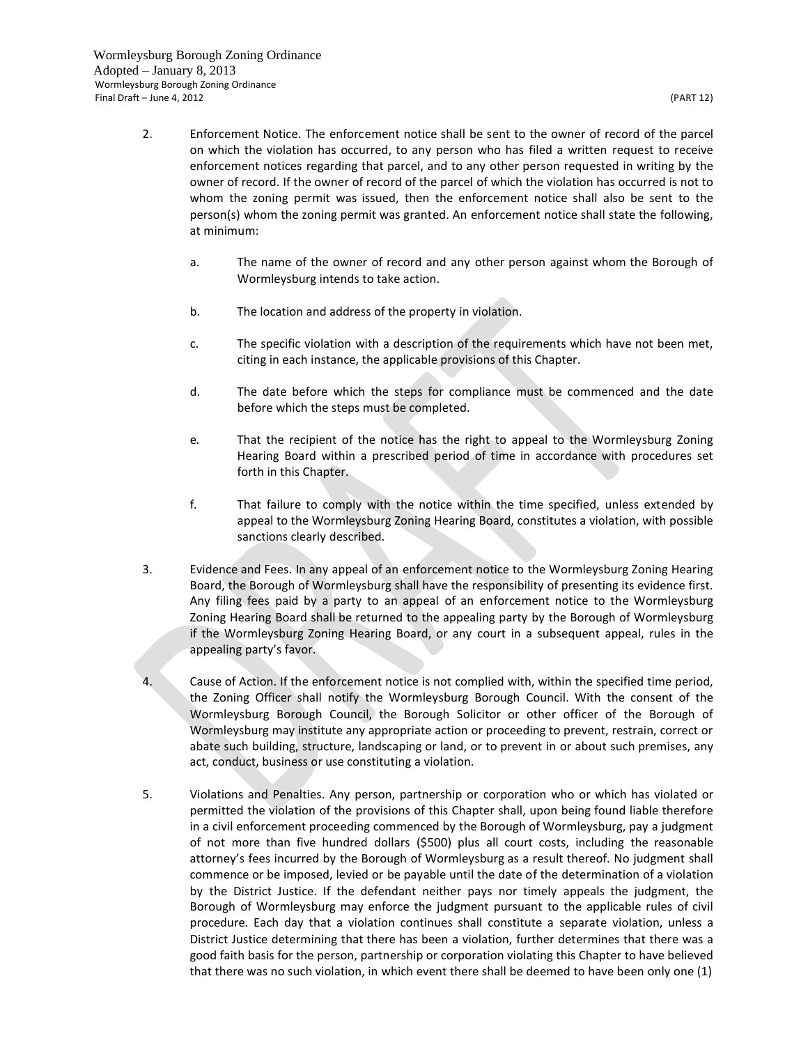2. Enforcement Notice. The enforcement notice shall be sent to the owner of record of the parcel on which the violation has occurred, to any person who has filed a written request to receive enforcement notices regarding that parcel, and to any other person requested in writing by the owner of record. If the owner of record of the parcel of which the violation has occurred is not to whom the zoning permit was issued, then the enforcement notice shall also be sent to the person(s) whom the zoning permit was granted. An enforcement notice shall state the following, at minimum:

   a. The name of the owner of record and any other person against whom the Borough of Wormleysburg intends to take action.

   b. The location and address of the property in violation.

   c. The specific violation with a description of the requirements which have not been met, citing in each instance, the applicable provisions of this Chapter.

   d. The date before which the steps for compliance must be commenced and the date before which the steps must be completed.

   e. That the recipient of the notice has the right to appeal to the Wormleysburg Zoning Hearing Board within a prescribed period of time in accordance with procedures set forth in this Chapter.

   f. That failure to comply with the notice within the time specified, unless extended by appeal to the Wormleysburg Zoning Hearing Board, constitutes a violation, with possible sanctions clearly described.

3. Evidence and Fees. In any appeal of an enforcement notice to the Wormleysburg Zoning Hearing Board, the Borough of Wormleysburg shall have the responsibility of presenting its evidence first. Any filing fees paid by a party to an appeal of an enforcement notice to the Wormleysburg Zoning Hearing Board shall be returned to the appealing party by the Borough of Wormleysburg if the Wormleysburg Zoning Hearing Board, or any court in a subsequent appeal, rules in the appealing party's favor.

4. Cause of Action. If the enforcement notice is not complied with, within the specified time period, the Zoning Officer shall notify the Wormleysburg Borough Council. With the consent of the Wormleysburg Borough Council, the Borough Solicitor or other officer of the Borough of Wormleysburg may institute any appropriate action or proceeding to prevent, restrain, correct or abate such building, structure, landscaping or land, or to prevent in or about such premises, any act, conduct, business or use constituting a violation.

5. Violations and Penalties. Any person, partnership or corporation who or which has violated or permitted the violation of the provisions of this Chapter shall, upon being found liable therefore in a civil enforcement proceeding commenced by the Borough of Wormleysburg, pay a judgment of not more than five hundred dollars ($500) plus all court costs, including the reasonable attorney's fees incurred by the Borough of Wormleysburg as a result thereof. No judgment shall commence or be imposed, levied or be payable until the date of the determination of a violation by the District Justice. If the defendant neither pays nor timely appeals the judgment, the Borough of Wormleysburg may enforce the judgment pursuant to the applicable rules of civil procedure. Each day that a violation continues shall constitute a separate violation, unless a District Justice determining that there has been a violation, further determines that there was a good faith basis for the person, partnership or corporation violating this Chapter to have believed that there was no such violation, in which event there shall be deemed to have been only one (1)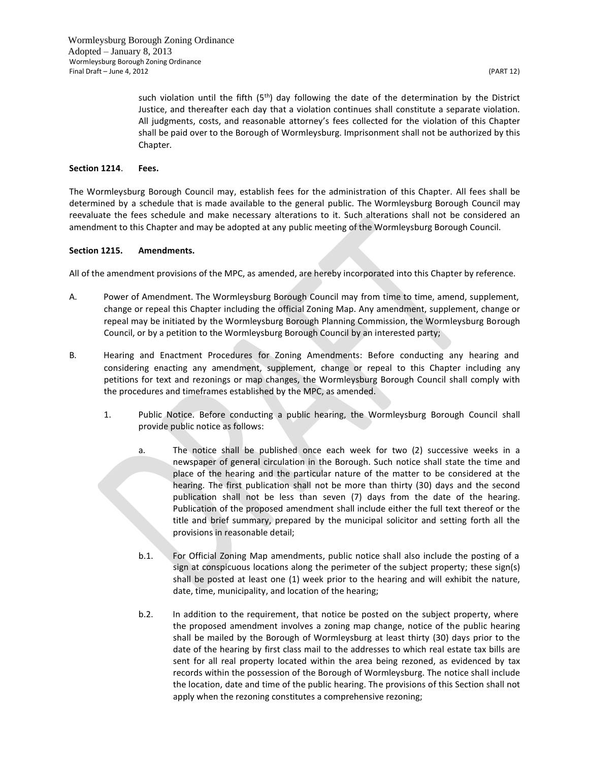such violation until the fifth (5th) day following the date of the determination by the District Justice, and thereafter each day that a violation continues shall constitute a separate violation. All judgments, costs, and reasonable attorney's fees collected for the violation of this Chapter shall be paid over to the Borough of Wormleysburg. Imprisonment shall not be authorized by this Chapter.

**Section 1214. Fees.**

The Wormleysburg Borough Council may, establish fees for the administration of this Chapter. All fees shall be determined by a schedule that is made available to the general public. The Wormleysburg Borough Council may reevaluate the fees schedule and make necessary alterations to it. Such alterations shall not be considered an amendment to this Chapter and may be adopted at any public meeting of the Wormleysburg Borough Council.

**Section 1215. Amendments.**

All of the amendment provisions of the MPC, as amended, are hereby incorporated into this Chapter by reference.

A. Power of Amendment. The Wormleysburg Borough Council may from time to time, amend, supplement, change or repeal this Chapter including the official Zoning Map. Any amendment, supplement, change or repeal may be initiated by the Wormleysburg Borough Planning Commission, the Wormleysburg Borough Council, or by a petition to the Wormleysburg Borough Council by an interested party;

B. Hearing and Enactment Procedures for Zoning Amendments: Before conducting any hearing and considering enacting any amendment, supplement, change or repeal to this Chapter including any petitions for text and rezonings or map changes, the Wormleysburg Borough Council shall comply with the procedures and timeframes established by the MPC, as amended.

  1. Public Notice. Before conducting a public hearing, the Wormleysburg Borough Council shall provide public notice as follows:

     a. The notice shall be published once each week for two (2) successive weeks in a newspaper of general circulation in the Borough. Such notice shall state the time and place of the hearing and the particular nature of the matter to be considered at the hearing. The first publication shall not be more than thirty (30) days and the second publication shall not be less than seven (7) days from the date of the hearing. Publication of the proposed amendment shall include either the full text thereof or the title and brief summary, prepared by the municipal solicitor and setting forth all the provisions in reasonable detail;

     b.1. For Official Zoning Map amendments, public notice shall also include the posting of a sign at conspicuous locations along the perimeter of the subject property; these sign(s) shall be posted at least one (1) week prior to the hearing and will exhibit the nature, date, time, municipality, and location of the hearing;

     b.2. In addition to the requirement, that notice be posted on the subject property, where the proposed amendment involves a zoning map change, notice of the public hearing shall be mailed by the Borough of Wormleysburg at least thirty (30) days prior to the date of the hearing by first class mail to the addresses to which real estate tax bills are sent for all real property located within the area being rezoned, as evidenced by tax records within the possession of the Borough of Wormleysburg. The notice shall include the location, date and time of the public hearing. The provisions of this Section shall not apply when the rezoning constitutes a comprehensive rezoning;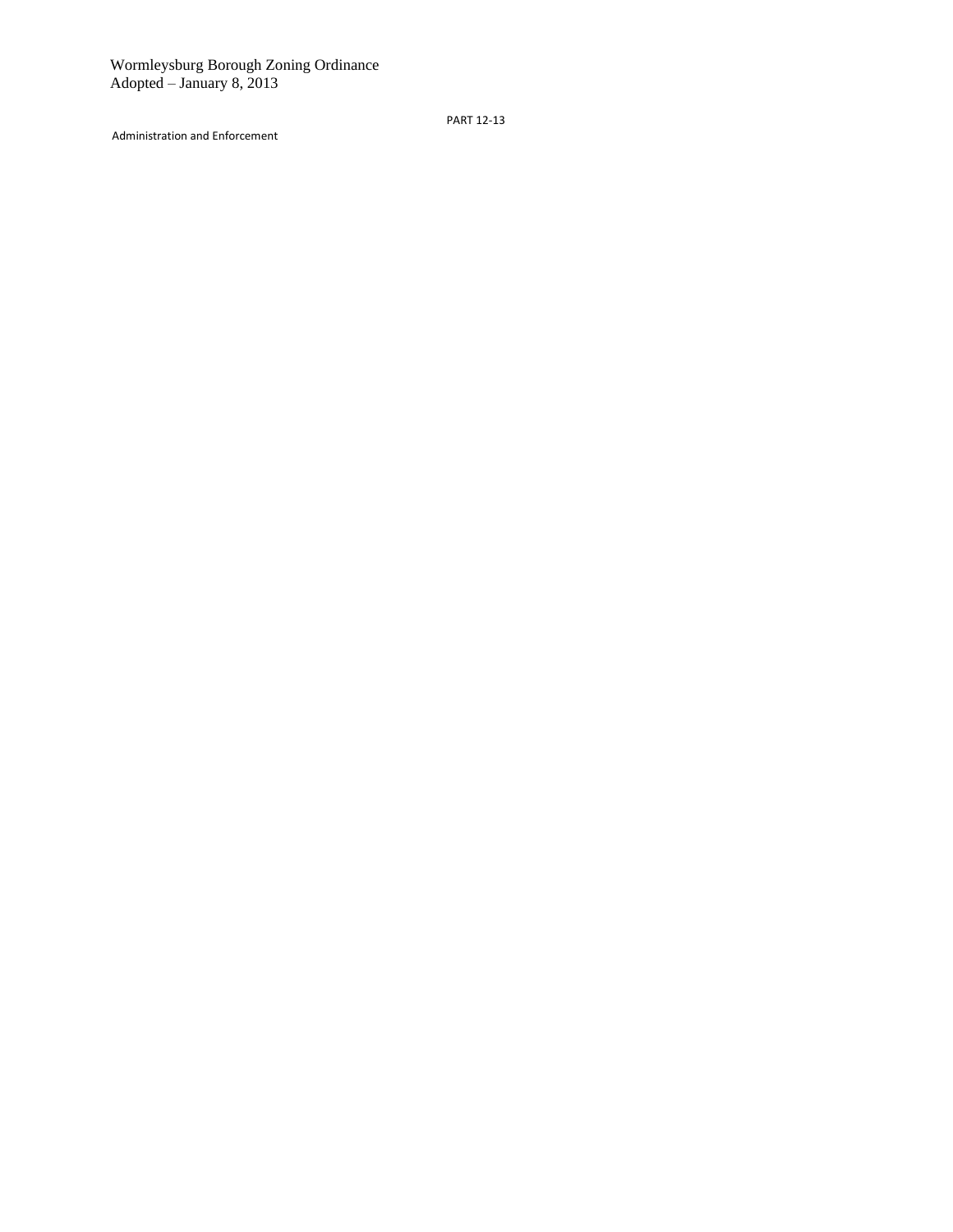PART 12-13

Administration and Enforcement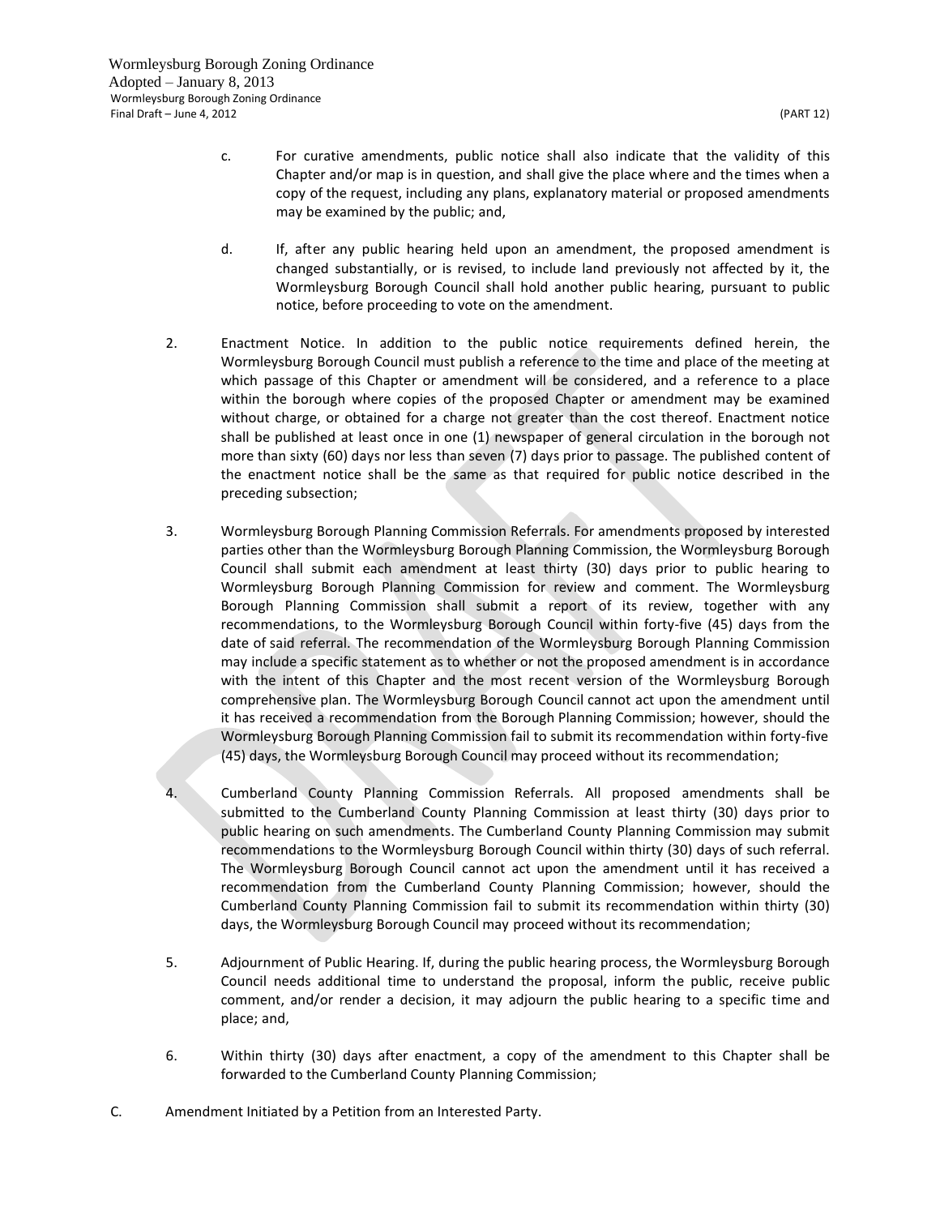c. For curative amendments, public notice shall also indicate that the validity of this Chapter and/or map is in question, and shall give the place where and the times when a copy of the request, including any plans, explanatory material or proposed amendments may be examined by the public; and,

d. If, after any public hearing held upon an amendment, the proposed amendment is changed substantially, or is revised, to include land previously not affected by it, the Wormleysburg Borough Council shall hold another public hearing, pursuant to public notice, before proceeding to vote on the amendment.

2. Enactment Notice. In addition to the public notice requirements defined herein, the Wormleysburg Borough Council must publish a reference to the time and place of the meeting at which passage of this Chapter or amendment will be considered, and a reference to a place within the borough where copies of the proposed Chapter or amendment may be examined without charge, or obtained for a charge not greater than the cost thereof. Enactment notice shall be published at least once in one (1) newspaper of general circulation in the borough not more than sixty (60) days nor less than seven (7) days prior to passage. The published content of the enactment notice shall be the same as that required for public notice described in the preceding subsection;

3. Wormleysburg Borough Planning Commission Referrals. For amendments proposed by interested parties other than the Wormleysburg Borough Planning Commission, the Wormleysburg Borough Council shall submit each amendment at least thirty (30) days prior to public hearing to Wormleysburg Borough Planning Commission for review and comment. The Wormleysburg Borough Planning Commission shall submit a report of its review, together with any recommendations, to the Wormleysburg Borough Council within forty-five (45) days from the date of said referral. The recommendation of the Wormleysburg Borough Planning Commission may include a specific statement as to whether or not the proposed amendment is in accordance with the intent of this Chapter and the most recent version of the Wormleysburg Borough comprehensive plan. The Wormleysburg Borough Council cannot act upon the amendment until it has received a recommendation from the Borough Planning Commission; however, should the Wormleysburg Borough Planning Commission fail to submit its recommendation within forty-five (45) days, the Wormleysburg Borough Council may proceed without its recommendation;

4. Cumberland County Planning Commission Referrals. All proposed amendments shall be submitted to the Cumberland County Planning Commission at least thirty (30) days prior to public hearing on such amendments. The Cumberland County Planning Commission may submit recommendations to the Wormleysburg Borough Council within thirty (30) days of such referral. The Wormleysburg Borough Council cannot act upon the amendment until it has received a recommendation from the Cumberland County Planning Commission; however, should the Cumberland County Planning Commission fail to submit its recommendation within thirty (30) days, the Wormleysburg Borough Council may proceed without its recommendation;

5. Adjournment of Public Hearing. If, during the public hearing process, the Wormleysburg Borough Council needs additional time to understand the proposal, inform the public, receive public comment, and/or render a decision, it may adjourn the public hearing to a specific time and place; and,

6. Within thirty (30) days after enactment, a copy of the amendment to this Chapter shall be forwarded to the Cumberland County Planning Commission;

C. Amendment Initiated by a Petition from an Interested Party.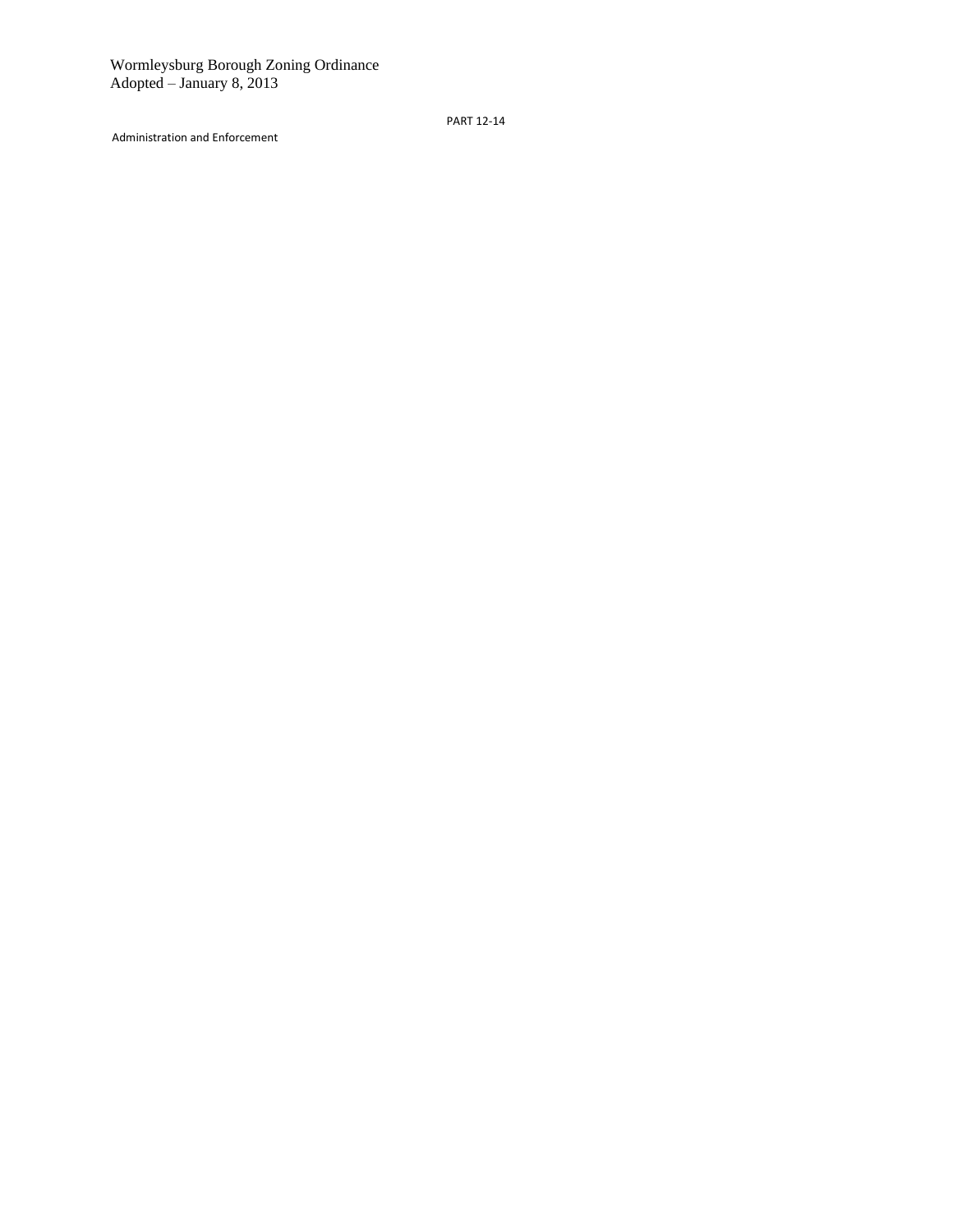Administration and Enforcement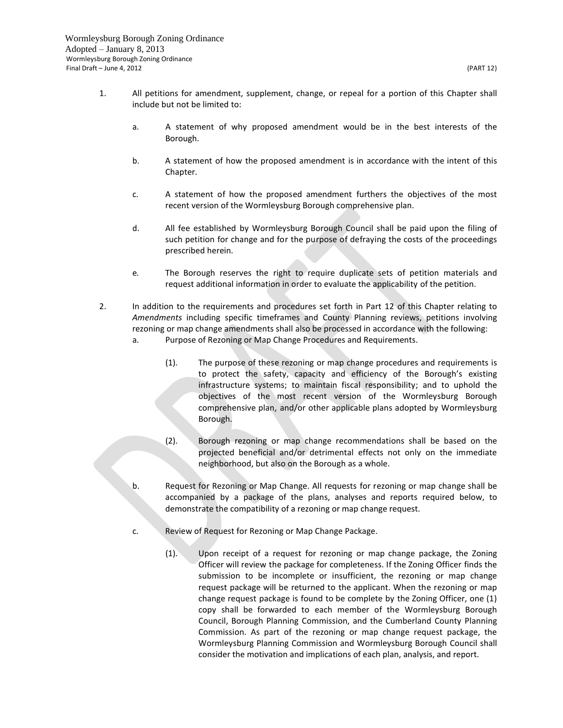1. All petitions for amendment, supplement, change, or repeal for a portion of this Chapter shall include but not be limited to:

   a. A statement of why proposed amendment would be in the best interests of the Borough.

   b. A statement of how the proposed amendment is in accordance with the intent of this Chapter.

   c. A statement of how the proposed amendment furthers the objectives of the most recent version of the Wormleysburg Borough comprehensive plan.

   d. All fee established by Wormleysburg Borough Council shall be paid upon the filing of such petition for change and for the purpose of defraying the costs of the proceedings prescribed herein.

   e. The Borough reserves the right to require duplicate sets of petition materials and request additional information in order to evaluate the applicability of the petition.

2. In addition to the requirements and procedures set forth in Part 12 of this Chapter relating to *Amendments* including specific timeframes and County Planning reviews, petitions involving rezoning or map change amendments shall also be processed in accordance with the following:

   a. Purpose of Rezoning or Map Change Procedures and Requirements.

      (1). The purpose of these rezoning or map change procedures and requirements is to protect the safety, capacity and efficiency of the Borough's existing infrastructure systems; to maintain fiscal responsibility; and to uphold the objectives of the most recent version of the Wormleysburg Borough comprehensive plan, and/or other applicable plans adopted by Wormleysburg Borough.

      (2). Borough rezoning or map change recommendations shall be based on the projected beneficial and/or detrimental effects not only on the immediate neighborhood, but also on the Borough as a whole.

   b. Request for Rezoning or Map Change. All requests for rezoning or map change shall be accompanied by a package of the plans, analyses and reports required below, to demonstrate the compatibility of a rezoning or map change request.

   c. Review of Request for Rezoning or Map Change Package.

      (1). Upon receipt of a request for rezoning or map change package, the Zoning Officer will review the package for completeness. If the Zoning Officer finds the submission to be incomplete or insufficient, the rezoning or map change request package will be returned to the applicant. When the rezoning or map change request package is found to be complete by the Zoning Officer, one (1) copy shall be forwarded to each member of the Wormleysburg Borough Council, Borough Planning Commission, and the Cumberland County Planning Commission. As part of the rezoning or map change request package, the Wormleysburg Planning Commission and Wormleysburg Borough Council shall consider the motivation and implications of each plan, analysis, and report.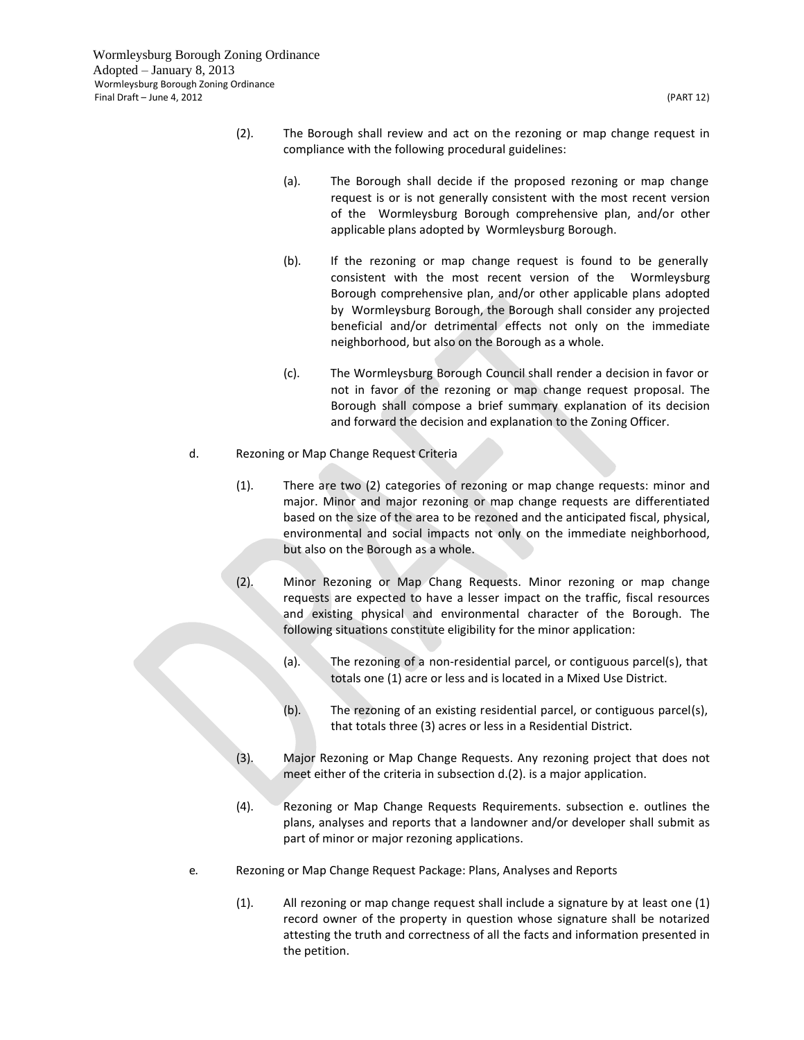(2). The Borough shall review and act on the rezoning or map change request in compliance with the following procedural guidelines:

(a). The Borough shall decide if the proposed rezoning or map change request is or is not generally consistent with the most recent version of the Wormleysburg Borough comprehensive plan, and/or other applicable plans adopted by Wormleysburg Borough.

(b). If the rezoning or map change request is found to be generally consistent with the most recent version of the Wormleysburg Borough comprehensive plan, and/or other applicable plans adopted by Wormleysburg Borough, the Borough shall consider any projected beneficial and/or detrimental effects not only on the immediate neighborhood, but also on the Borough as a whole.

(c). The Wormleysburg Borough Council shall render a decision in favor or not in favor of the rezoning or map change request proposal. The Borough shall compose a brief summary explanation of its decision and forward the decision and explanation to the Zoning Officer.

d. Rezoning or Map Change Request Criteria

(1). There are two (2) categories of rezoning or map change requests: minor and major. Minor and major rezoning or map change requests are differentiated based on the size of the area to be rezoned and the anticipated fiscal, physical, environmental and social impacts not only on the immediate neighborhood, but also on the Borough as a whole.

(2). Minor Rezoning or Map Chang Requests. Minor rezoning or map change requests are expected to have a lesser impact on the traffic, fiscal resources and existing physical and environmental character of the Borough. The following situations constitute eligibility for the minor application:

(a). The rezoning of a non-residential parcel, or contiguous parcel(s), that totals one (1) acre or less and is located in a Mixed Use District.

(b). The rezoning of an existing residential parcel, or contiguous parcel(s), that totals three (3) acres or less in a Residential District.

(3). Major Rezoning or Map Change Requests. Any rezoning project that does not meet either of the criteria in subsection d.(2). is a major application.

(4). Rezoning or Map Change Requests Requirements. subsection e. outlines the plans, analyses and reports that a landowner and/or developer shall submit as part of minor or major rezoning applications.

e. Rezoning or Map Change Request Package: Plans, Analyses and Reports

(1). All rezoning or map change request shall include a signature by at least one (1) record owner of the property in question whose signature shall be notarized attesting the truth and correctness of all the facts and information presented in the petition.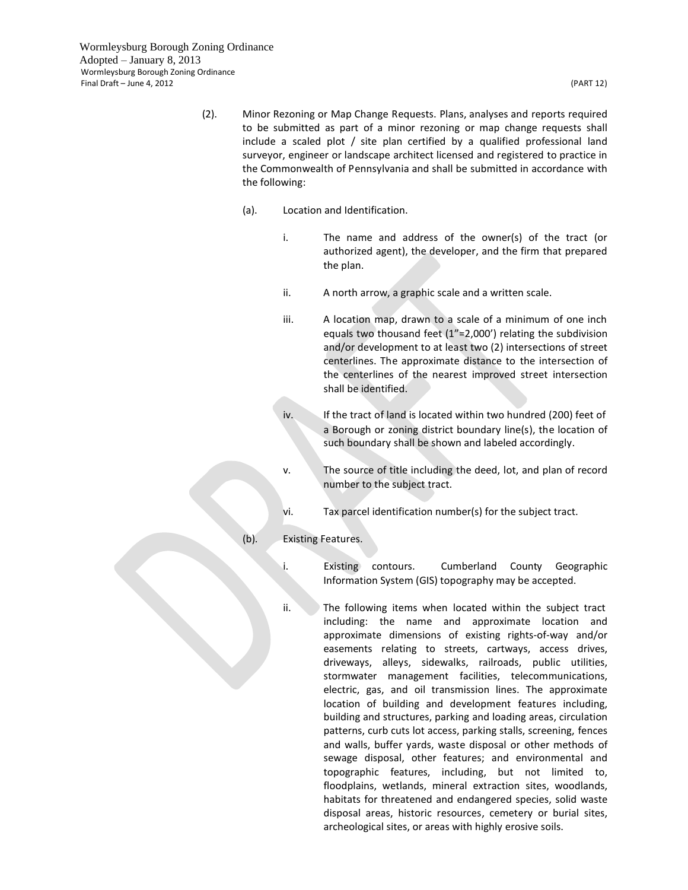(2). Minor Rezoning or Map Change Requests. Plans, analyses and reports required to be submitted as part of a minor rezoning or map change requests shall include a scaled plot / site plan certified by a qualified professional land surveyor, engineer or landscape architect licensed and registered to practice in the Commonwealth of Pennsylvania and shall be submitted in accordance with the following:

(a). Location and Identification.

i. The name and address of the owner(s) of the tract (or authorized agent), the developer, and the firm that prepared the plan.

ii. A north arrow, a graphic scale and a written scale.

iii. A location map, drawn to a scale of a minimum of one inch equals two thousand feet (1"=2,000') relating the subdivision and/or development to at least two (2) intersections of street centerlines. The approximate distance to the intersection of the centerlines of the nearest improved street intersection shall be identified.

iv. If the tract of land is located within two hundred (200) feet of a Borough or zoning district boundary line(s), the location of such boundary shall be shown and labeled accordingly.

v. The source of title including the deed, lot, and plan of record number to the subject tract.

vi. Tax parcel identification number(s) for the subject tract.

(b). Existing Features.

i. Existing contours. Cumberland County Geographic Information System (GIS) topography may be accepted.

ii. The following items when located within the subject tract including: the name and approximate location and approximate dimensions of existing rights-of-way and/or easements relating to streets, cartways, access drives, driveways, alleys, sidewalks, railroads, public utilities, stormwater management facilities, telecommunications, electric, gas, and oil transmission lines. The approximate location of building and development features including, building and structures, parking and loading areas, circulation patterns, curb cuts lot access, parking stalls, screening, fences and walls, buffer yards, waste disposal or other methods of sewage disposal, other features; and environmental and topographic features, including, but not limited to, floodplains, wetlands, mineral extraction sites, woodlands, habitats for threatened and endangered species, solid waste disposal areas, historic resources, cemetery or burial sites, archeological sites, or areas with highly erosive soils.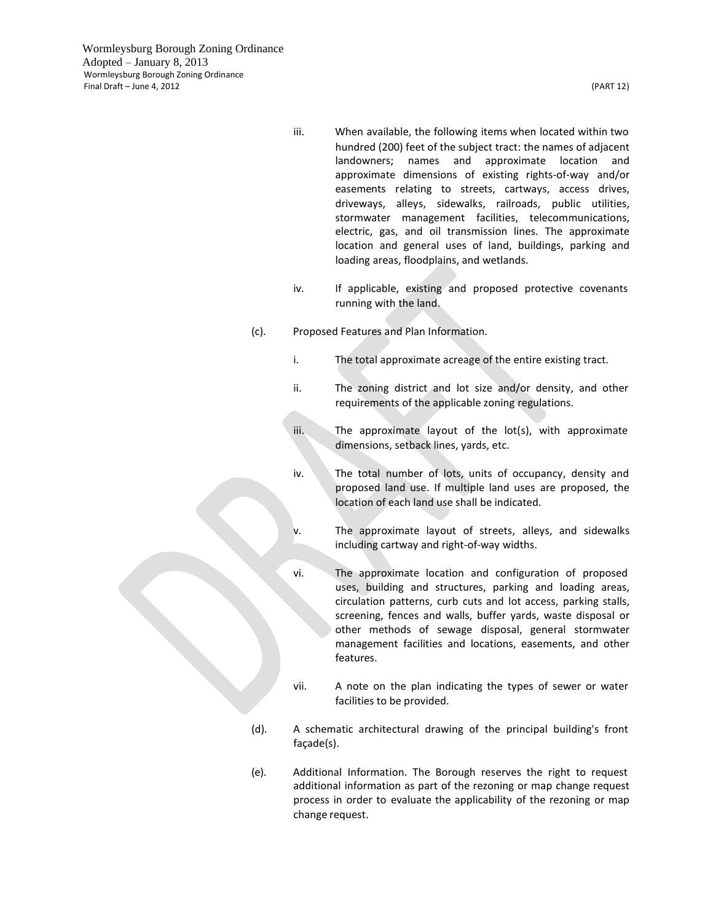iii. When available, the following items when located within two hundred (200) feet of the subject tract: the names of adjacent landowners; names and approximate location and approximate dimensions of existing rights-of-way and/or easements relating to streets, cartways, access drives, driveways, alleys, sidewalks, railroads, public utilities, stormwater management facilities, telecommunications, electric, gas, and oil transmission lines. The approximate location and general uses of land, buildings, parking and loading areas, floodplains, and wetlands.

iv. If applicable, existing and proposed protective covenants running with the land.

(c). Proposed Features and Plan Information.

i. The total approximate acreage of the entire existing tract.

ii. The zoning district and lot size and/or density, and other requirements of the applicable zoning regulations.

iii. The approximate layout of the lot(s), with approximate dimensions, setback lines, yards, etc.

iv. The total number of lots, units of occupancy, density and proposed land use. If multiple land uses are proposed, the location of each land use shall be indicated.

v. The approximate layout of streets, alleys, and sidewalks including cartway and right-of-way widths.

vi. The approximate location and configuration of proposed uses, building and structures, parking and loading areas, circulation patterns, curb cuts and lot access, parking stalls, screening, fences and walls, buffer yards, waste disposal or other methods of sewage disposal, general stormwater management facilities and locations, easements, and other features.

vii. A note on the plan indicating the types of sewer or water facilities to be provided.

(d). A schematic architectural drawing of the principal building's front façade(s).

(e). Additional Information. The Borough reserves the right to request additional information as part of the rezoning or map change request process in order to evaluate the applicability of the rezoning or map change request.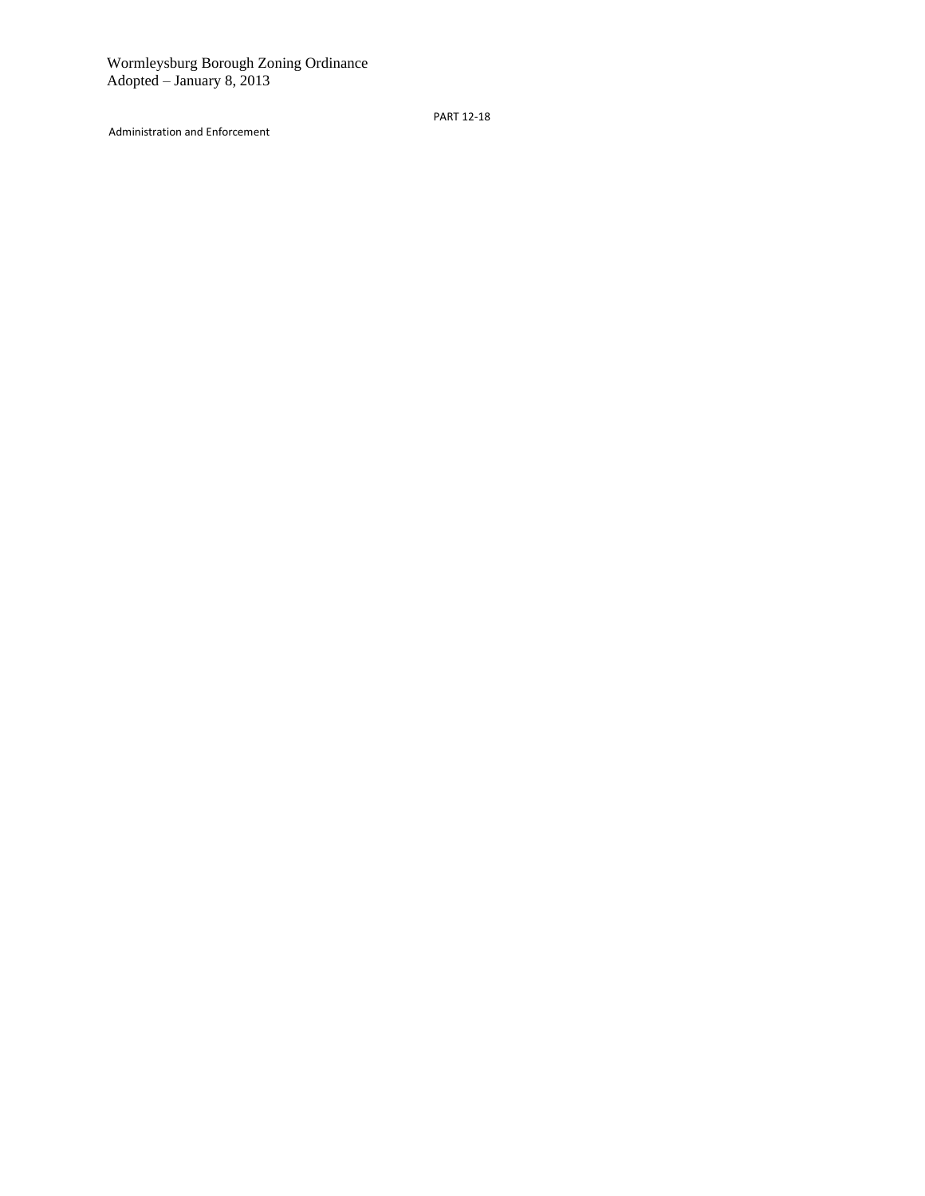Administration and Enforcement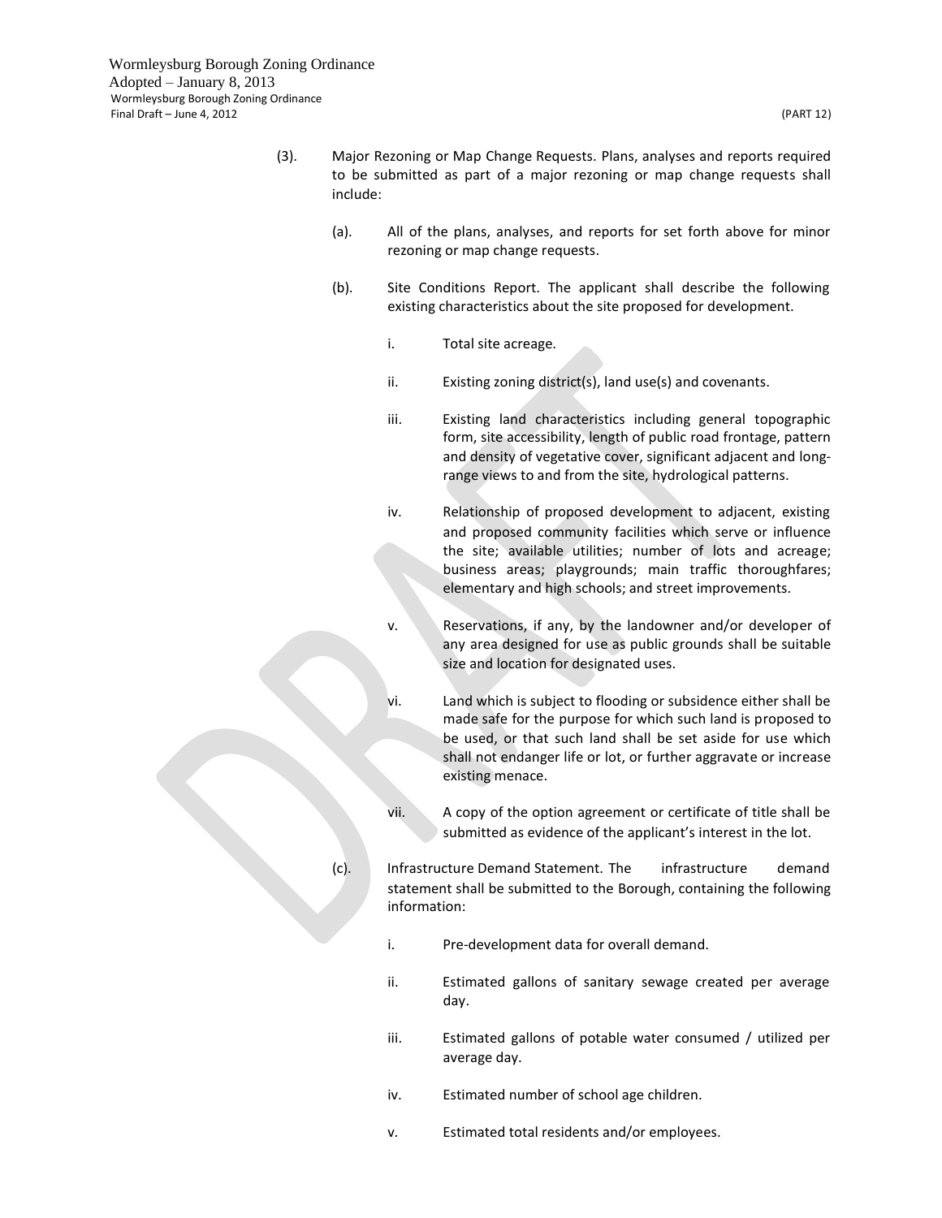(3). Major Rezoning or Map Change Requests. Plans, analyses and reports required to be submitted as part of a major rezoning or map change requests shall include:

(a). All of the plans, analyses, and reports for set forth above for minor rezoning or map change requests.

(b). Site Conditions Report. The applicant shall describe the following existing characteristics about the site proposed for development.

i. Total site acreage.

ii. Existing zoning district(s), land use(s) and covenants.

iii. Existing land characteristics including general topographic form, site accessibility, length of public road frontage, pattern and density of vegetative cover, significant adjacent and long-range views to and from the site, hydrological patterns.

iv. Relationship of proposed development to adjacent, existing and proposed community facilities which serve or influence the site; available utilities; number of lots and acreage; business areas; playgrounds; main traffic thoroughfares; elementary and high schools; and street improvements.

v. Reservations, if any, by the landowner and/or developer of any area designed for use as public grounds shall be suitable size and location for designated uses.

vi. Land which is subject to flooding or subsidence either shall be made safe for the purpose for which such land is proposed to be used, or that such land shall be set aside for use which shall not endanger life or lot, or further aggravate or increase existing menace.

vii. A copy of the option agreement or certificate of title shall be submitted as evidence of the applicant's interest in the lot.

(c). Infrastructure Demand Statement. The infrastructure demand statement shall be submitted to the Borough, containing the following information:

i. Pre-development data for overall demand.

ii. Estimated gallons of sanitary sewage created per average day.

iii. Estimated gallons of potable water consumed / utilized per average day.

iv. Estimated number of school age children.

v. Estimated total residents and/or employees.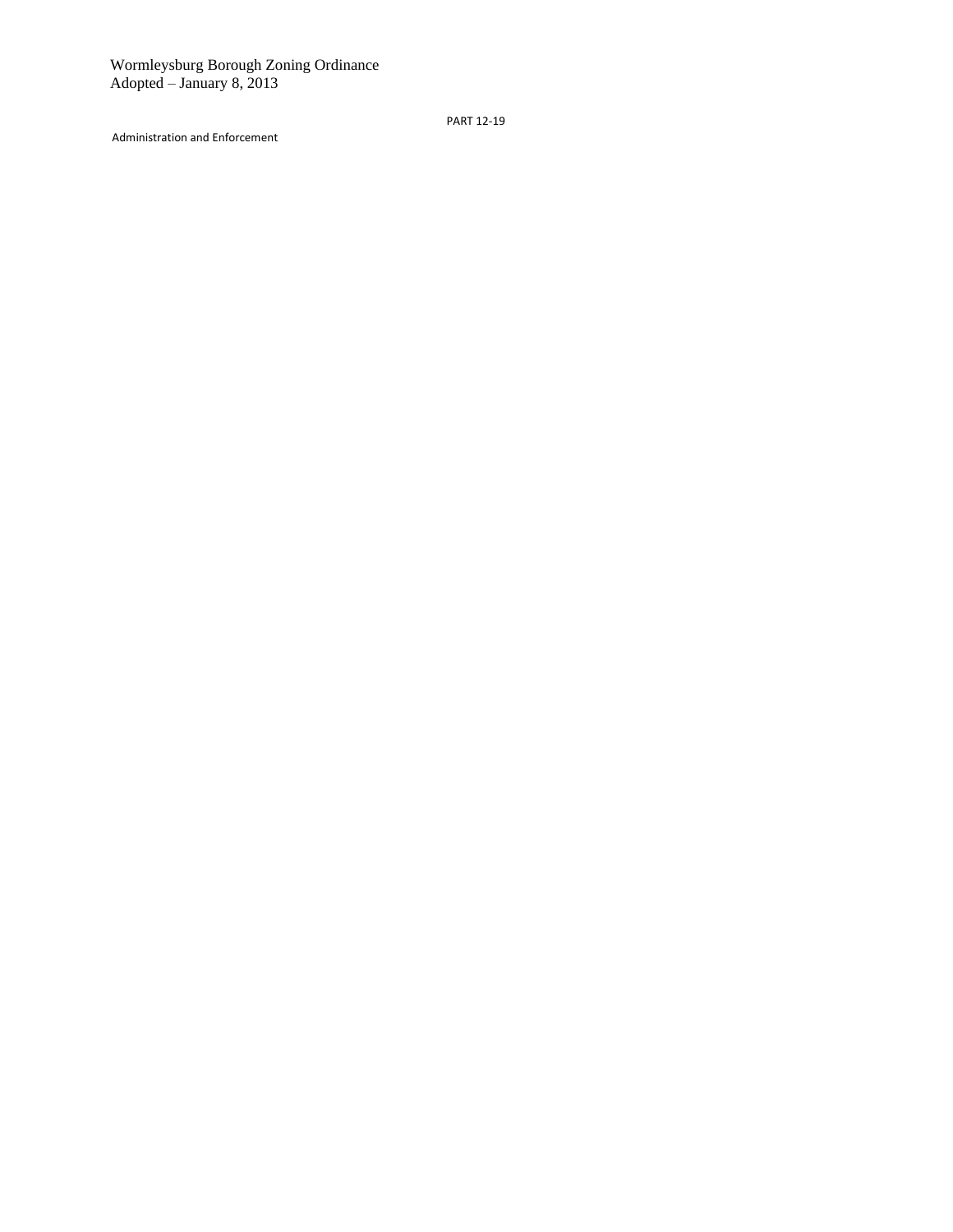PART 12-19

Administration and Enforcement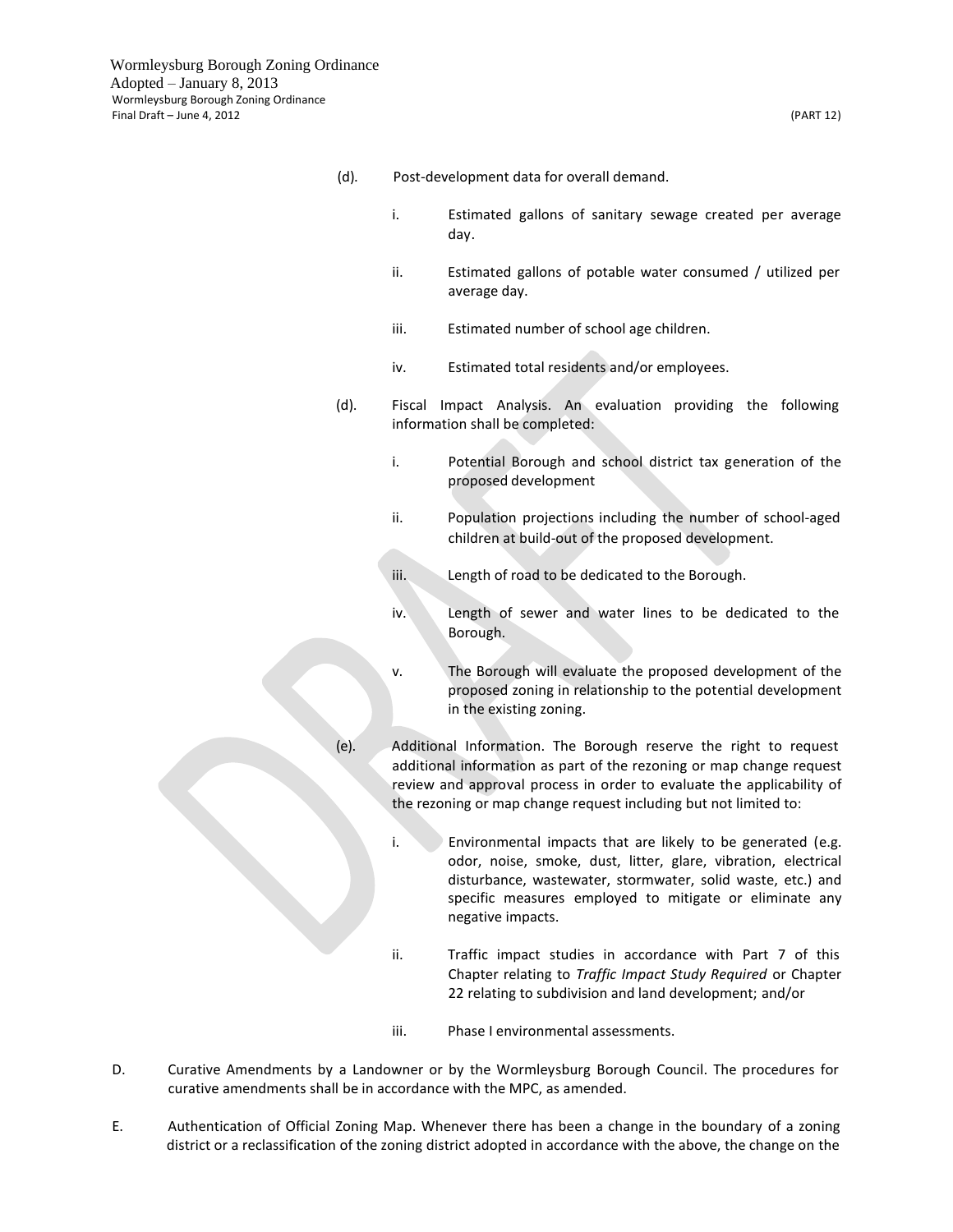(d). Post-development data for overall demand.

i. Estimated gallons of sanitary sewage created per average day.

ii. Estimated gallons of potable water consumed / utilized per average day.

iii. Estimated number of school age children.

iv. Estimated total residents and/or employees.

(d). Fiscal Impact Analysis. An evaluation providing the following information shall be completed:

i. Potential Borough and school district tax generation of the proposed development

ii. Population projections including the number of school-aged children at build-out of the proposed development.

iii. Length of road to be dedicated to the Borough.

iv. Length of sewer and water lines to be dedicated to the Borough.

v. The Borough will evaluate the proposed development of the proposed zoning in relationship to the potential development in the existing zoning.

(e). Additional Information. The Borough reserve the right to request additional information as part of the rezoning or map change request review and approval process in order to evaluate the applicability of the rezoning or map change request including but not limited to:

i. Environmental impacts that are likely to be generated (e.g. odor, noise, smoke, dust, litter, glare, vibration, electrical disturbance, wastewater, stormwater, solid waste, etc.) and specific measures employed to mitigate or eliminate any negative impacts.

ii. Traffic impact studies in accordance with Part 7 of this Chapter relating to *Traffic Impact Study Required* or Chapter 22 relating to subdivision and land development; and/or

iii. Phase I environmental assessments.

D. Curative Amendments by a Landowner or by the Wormleysburg Borough Council. The procedures for curative amendments shall be in accordance with the MPC, as amended.

E. Authentication of Official Zoning Map. Whenever there has been a change in the boundary of a zoning district or a reclassification of the zoning district adopted in accordance with the above, the change on the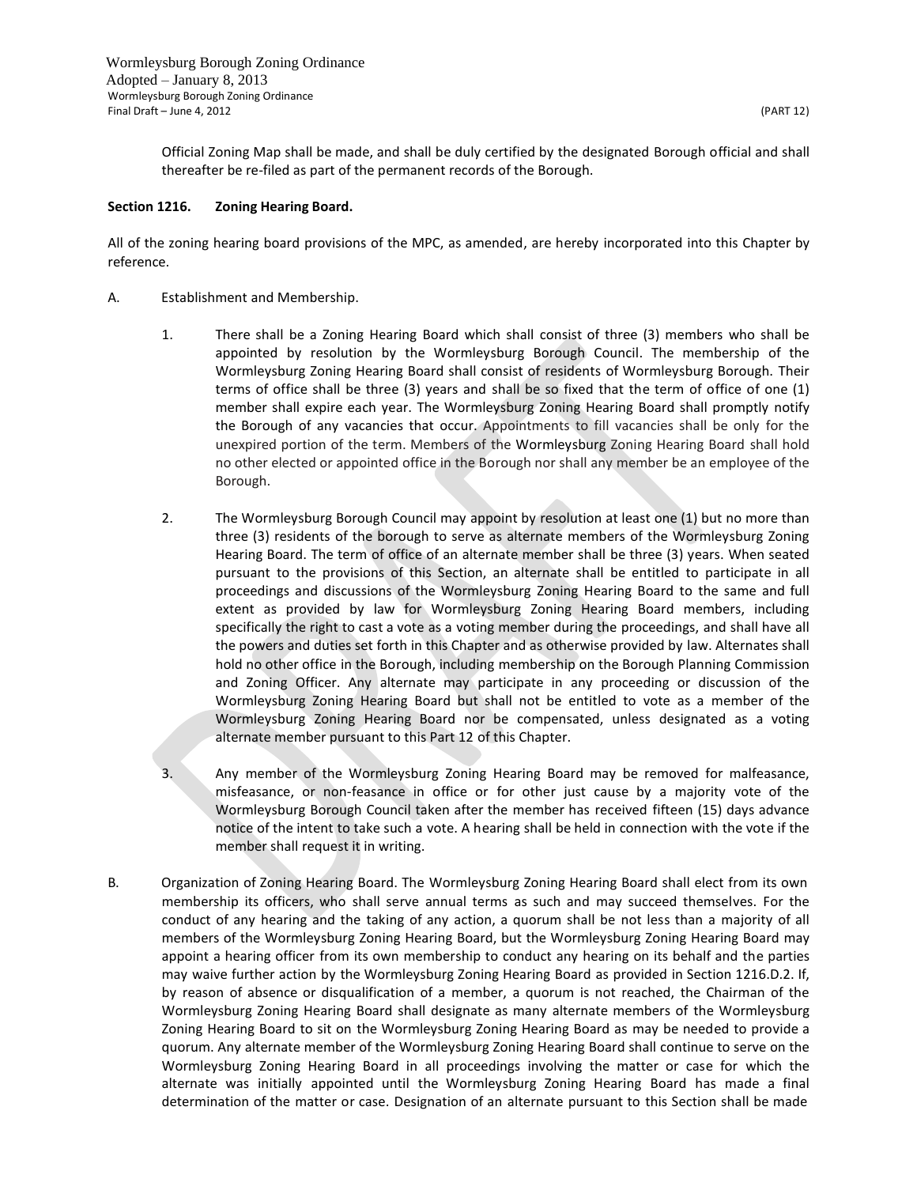Official Zoning Map shall be made, and shall be duly certified by the designated Borough official and shall thereafter be re-filed as part of the permanent records of the Borough.

**Section 1216. Zoning Hearing Board.**

All of the zoning hearing board provisions of the MPC, as amended, are hereby incorporated into this Chapter by reference.

A. Establishment and Membership.

1. There shall be a Zoning Hearing Board which shall consist of three (3) members who shall be appointed by resolution by the Wormleysburg Borough Council. The membership of the Wormleysburg Zoning Hearing Board shall consist of residents of Wormleysburg Borough. Their terms of office shall be three (3) years and shall be so fixed that the term of office of one (1) member shall expire each year. The Wormleysburg Zoning Hearing Board shall promptly notify the Borough of any vacancies that occur. Appointments to fill vacancies shall be only for the unexpired portion of the term. Members of the Wormleysburg Zoning Hearing Board shall hold no other elected or appointed office in the Borough nor shall any member be an employee of the Borough.

2. The Wormleysburg Borough Council may appoint by resolution at least one (1) but no more than three (3) residents of the borough to serve as alternate members of the Wormleysburg Zoning Hearing Board. The term of office of an alternate member shall be three (3) years. When seated pursuant to the provisions of this Section, an alternate shall be entitled to participate in all proceedings and discussions of the Wormleysburg Zoning Hearing Board to the same and full extent as provided by law for Wormleysburg Zoning Hearing Board members, including specifically the right to cast a vote as a voting member during the proceedings, and shall have all the powers and duties set forth in this Chapter and as otherwise provided by law. Alternates shall hold no other office in the Borough, including membership on the Borough Planning Commission and Zoning Officer. Any alternate may participate in any proceeding or discussion of the Wormleysburg Zoning Hearing Board but shall not be entitled to vote as a member of the Wormleysburg Zoning Hearing Board nor be compensated, unless designated as a voting alternate member pursuant to this Part 12 of this Chapter.

3. Any member of the Wormleysburg Zoning Hearing Board may be removed for malfeasance, misfeasance, or non-feasance in office or for other just cause by a majority vote of the Wormleysburg Borough Council taken after the member has received fifteen (15) days advance notice of the intent to take such a vote. A hearing shall be held in connection with the vote if the member shall request it in writing.

B. Organization of Zoning Hearing Board. The Wormleysburg Zoning Hearing Board shall elect from its own membership its officers, who shall serve annual terms as such and may succeed themselves. For the conduct of any hearing and the taking of any action, a quorum shall be not less than a majority of all members of the Wormleysburg Zoning Hearing Board, but the Wormleysburg Zoning Hearing Board may appoint a hearing officer from its own membership to conduct any hearing on its behalf and the parties may waive further action by the Wormleysburg Zoning Hearing Board as provided in Section 1216.D.2. If, by reason of absence or disqualification of a member, a quorum is not reached, the Chairman of the Wormleysburg Zoning Hearing Board shall designate as many alternate members of the Wormleysburg Zoning Hearing Board to sit on the Wormleysburg Zoning Hearing Board as may be needed to provide a quorum. Any alternate member of the Wormleysburg Zoning Hearing Board shall continue to serve on the Wormleysburg Zoning Hearing Board in all proceedings involving the matter or case for which the alternate was initially appointed until the Wormleysburg Zoning Hearing Board has made a final determination of the matter or case. Designation of an alternate pursuant to this Section shall be made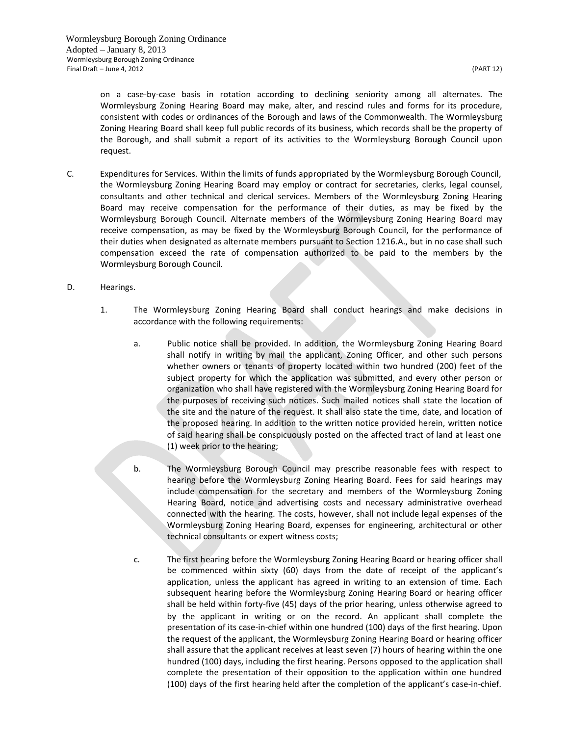on a case-by-case basis in rotation according to declining seniority among all alternates. The Wormleysburg Zoning Hearing Board may make, alter, and rescind rules and forms for its procedure, consistent with codes or ordinances of the Borough and laws of the Commonwealth. The Wormleysburg Zoning Hearing Board shall keep full public records of its business, which records shall be the property of the Borough, and shall submit a report of its activities to the Wormleysburg Borough Council upon request.

C. Expenditures for Services. Within the limits of funds appropriated by the Wormleysburg Borough Council, the Wormleysburg Zoning Hearing Board may employ or contract for secretaries, clerks, legal counsel, consultants and other technical and clerical services. Members of the Wormleysburg Zoning Hearing Board may receive compensation for the performance of their duties, as may be fixed by the Wormleysburg Borough Council. Alternate members of the Wormleysburg Zoning Hearing Board may receive compensation, as may be fixed by the Wormleysburg Borough Council, for the performance of their duties when designated as alternate members pursuant to Section 1216.A., but in no case shall such compensation exceed the rate of compensation authorized to be paid to the members by the Wormleysburg Borough Council.

D. Hearings.

1. The Wormleysburg Zoning Hearing Board shall conduct hearings and make decisions in accordance with the following requirements:

   a. Public notice shall be provided. In addition, the Wormleysburg Zoning Hearing Board shall notify in writing by mail the applicant, Zoning Officer, and other such persons whether owners or tenants of property located within two hundred (200) feet of the subject property for which the application was submitted, and every other person or organization who shall have registered with the Wormleysburg Zoning Hearing Board for the purposes of receiving such notices. Such mailed notices shall state the location of the site and the nature of the request. It shall also state the time, date, and location of the proposed hearing. In addition to the written notice provided herein, written notice of said hearing shall be conspicuously posted on the affected tract of land at least one (1) week prior to the hearing;

   b. The Wormleysburg Borough Council may prescribe reasonable fees with respect to hearing before the Wormleysburg Zoning Hearing Board. Fees for said hearings may include compensation for the secretary and members of the Wormleysburg Zoning Hearing Board, notice and advertising costs and necessary administrative overhead connected with the hearing. The costs, however, shall not include legal expenses of the Wormleysburg Zoning Hearing Board, expenses for engineering, architectural or other technical consultants or expert witness costs;

   c. The first hearing before the Wormleysburg Zoning Hearing Board or hearing officer shall be commenced within sixty (60) days from the date of receipt of the applicant's application, unless the applicant has agreed in writing to an extension of time. Each subsequent hearing before the Wormleysburg Zoning Hearing Board or hearing officer shall be held within forty-five (45) days of the prior hearing, unless otherwise agreed to by the applicant in writing or on the record. An applicant shall complete the presentation of its case-in-chief within one hundred (100) days of the first hearing. Upon the request of the applicant, the Wormleysburg Zoning Hearing Board or hearing officer shall assure that the applicant receives at least seven (7) hours of hearing within the one hundred (100) days, including the first hearing. Persons opposed to the application shall complete the presentation of their opposition to the application within one hundred (100) days of the first hearing held after the completion of the applicant's case-in-chief.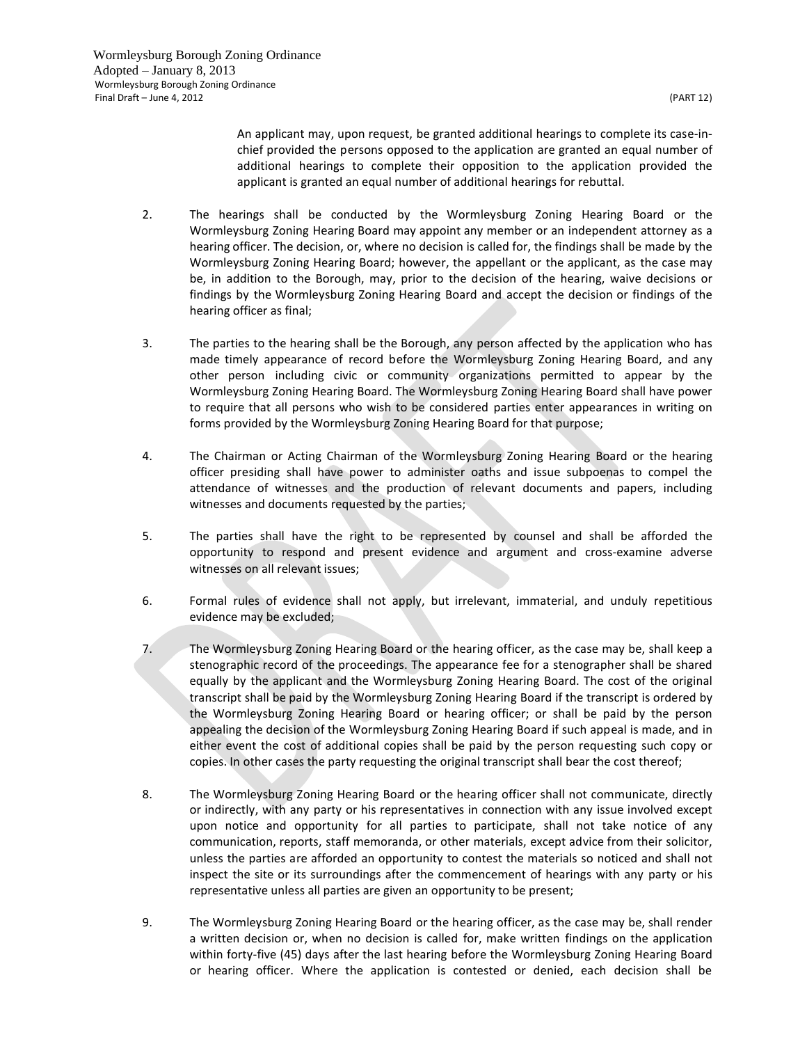An applicant may, upon request, be granted additional hearings to complete its case-in-chief provided the persons opposed to the application are granted an equal number of additional hearings to complete their opposition to the application provided the applicant is granted an equal number of additional hearings for rebuttal.

2. The hearings shall be conducted by the Wormleysburg Zoning Hearing Board or the Wormleysburg Zoning Hearing Board may appoint any member or an independent attorney as a hearing officer. The decision, or, where no decision is called for, the findings shall be made by the Wormleysburg Zoning Hearing Board; however, the appellant or the applicant, as the case may be, in addition to the Borough, may, prior to the decision of the hearing, waive decisions or findings by the Wormleysburg Zoning Hearing Board and accept the decision or findings of the hearing officer as final;

3. The parties to the hearing shall be the Borough, any person affected by the application who has made timely appearance of record before the Wormleysburg Zoning Hearing Board, and any other person including civic or community organizations permitted to appear by the Wormleysburg Zoning Hearing Board. The Wormleysburg Zoning Hearing Board shall have power to require that all persons who wish to be considered parties enter appearances in writing on forms provided by the Wormleysburg Zoning Hearing Board for that purpose;

4. The Chairman or Acting Chairman of the Wormleysburg Zoning Hearing Board or the hearing officer presiding shall have power to administer oaths and issue subpoenas to compel the attendance of witnesses and the production of relevant documents and papers, including witnesses and documents requested by the parties;

5. The parties shall have the right to be represented by counsel and shall be afforded the opportunity to respond and present evidence and argument and cross-examine adverse witnesses on all relevant issues;

6. Formal rules of evidence shall not apply, but irrelevant, immaterial, and unduly repetitious evidence may be excluded;

7. The Wormleysburg Zoning Hearing Board or the hearing officer, as the case may be, shall keep a stenographic record of the proceedings. The appearance fee for a stenographer shall be shared equally by the applicant and the Wormleysburg Zoning Hearing Board. The cost of the original transcript shall be paid by the Wormleysburg Zoning Hearing Board if the transcript is ordered by the Wormleysburg Zoning Hearing Board or hearing officer; or shall be paid by the person appealing the decision of the Wormleysburg Zoning Hearing Board if such appeal is made, and in either event the cost of additional copies shall be paid by the person requesting such copy or copies. In other cases the party requesting the original transcript shall bear the cost thereof;

8. The Wormleysburg Zoning Hearing Board or the hearing officer shall not communicate, directly or indirectly, with any party or his representatives in connection with any issue involved except upon notice and opportunity for all parties to participate, shall not take notice of any communication, reports, staff memoranda, or other materials, except advice from their solicitor, unless the parties are afforded an opportunity to contest the materials so noticed and shall not inspect the site or its surroundings after the commencement of hearings with any party or his representative unless all parties are given an opportunity to be present;

9. The Wormleysburg Zoning Hearing Board or the hearing officer, as the case may be, shall render a written decision or, when no decision is called for, make written findings on the application within forty-five (45) days after the last hearing before the Wormleysburg Zoning Hearing Board or hearing officer. Where the application is contested or denied, each decision shall be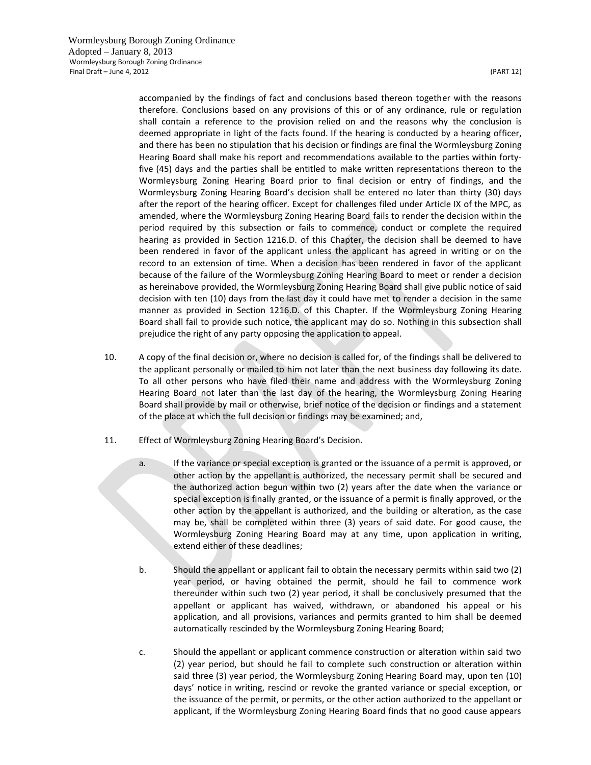accompanied by the findings of fact and conclusions based thereon together with the reasons therefore. Conclusions based on any provisions of this or of any ordinance, rule or regulation shall contain a reference to the provision relied on and the reasons why the conclusion is deemed appropriate in light of the facts found. If the hearing is conducted by a hearing officer, and there has been no stipulation that his decision or findings are final the Wormleysburg Zoning Hearing Board shall make his report and recommendations available to the parties within forty-five (45) days and the parties shall be entitled to make written representations thereon to the Wormleysburg Zoning Hearing Board prior to final decision or entry of findings, and the Wormleysburg Zoning Hearing Board's decision shall be entered no later than thirty (30) days after the report of the hearing officer. Except for challenges filed under Article IX of the MPC, as amended, where the Wormleysburg Zoning Hearing Board fails to render the decision within the period required by this subsection or fails to commence, conduct or complete the required hearing as provided in Section 1216.D. of this Chapter, the decision shall be deemed to have been rendered in favor of the applicant unless the applicant has agreed in writing or on the record to an extension of time. When a decision has been rendered in favor of the applicant because of the failure of the Wormleysburg Zoning Hearing Board to meet or render a decision as hereinabove provided, the Wormleysburg Zoning Hearing Board shall give public notice of said decision with ten (10) days from the last day it could have met to render a decision in the same manner as provided in Section 1216.D. of this Chapter. If the Wormleysburg Zoning Hearing Board shall fail to provide such notice, the applicant may do so. Nothing in this subsection shall prejudice the right of any party opposing the application to appeal.

10. A copy of the final decision or, where no decision is called for, of the findings shall be delivered to the applicant personally or mailed to him not later than the next business day following its date. To all other persons who have filed their name and address with the Wormleysburg Zoning Hearing Board not later than the last day of the hearing, the Wormleysburg Zoning Hearing Board shall provide by mail or otherwise, brief notice of the decision or findings and a statement of the place at which the full decision or findings may be examined; and,

11. Effect of Wormleysburg Zoning Hearing Board's Decision.

    a. If the variance or special exception is granted or the issuance of a permit is approved, or other action by the appellant is authorized, the necessary permit shall be secured and the authorized action begun within two (2) years after the date when the variance or special exception is finally granted, or the issuance of a permit is finally approved, or the other action by the appellant is authorized, and the building or alteration, as the case may be, shall be completed within three (3) years of said date. For good cause, the Wormleysburg Zoning Hearing Board may at any time, upon application in writing, extend either of these deadlines;

    b. Should the appellant or applicant fail to obtain the necessary permits within said two (2) year period, or having obtained the permit, should he fail to commence work thereunder within such two (2) year period, it shall be conclusively presumed that the appellant or applicant has waived, withdrawn, or abandoned his appeal or his application, and all provisions, variances and permits granted to him shall be deemed automatically rescinded by the Wormleysburg Zoning Hearing Board;

    c. Should the appellant or applicant commence construction or alteration within said two (2) year period, but should he fail to complete such construction or alteration within said three (3) year period, the Wormleysburg Zoning Hearing Board may, upon ten (10) days' notice in writing, rescind or revoke the granted variance or special exception, or the issuance of the permit, or permits, or the other action authorized to the appellant or applicant, if the Wormleysburg Zoning Hearing Board finds that no good cause appears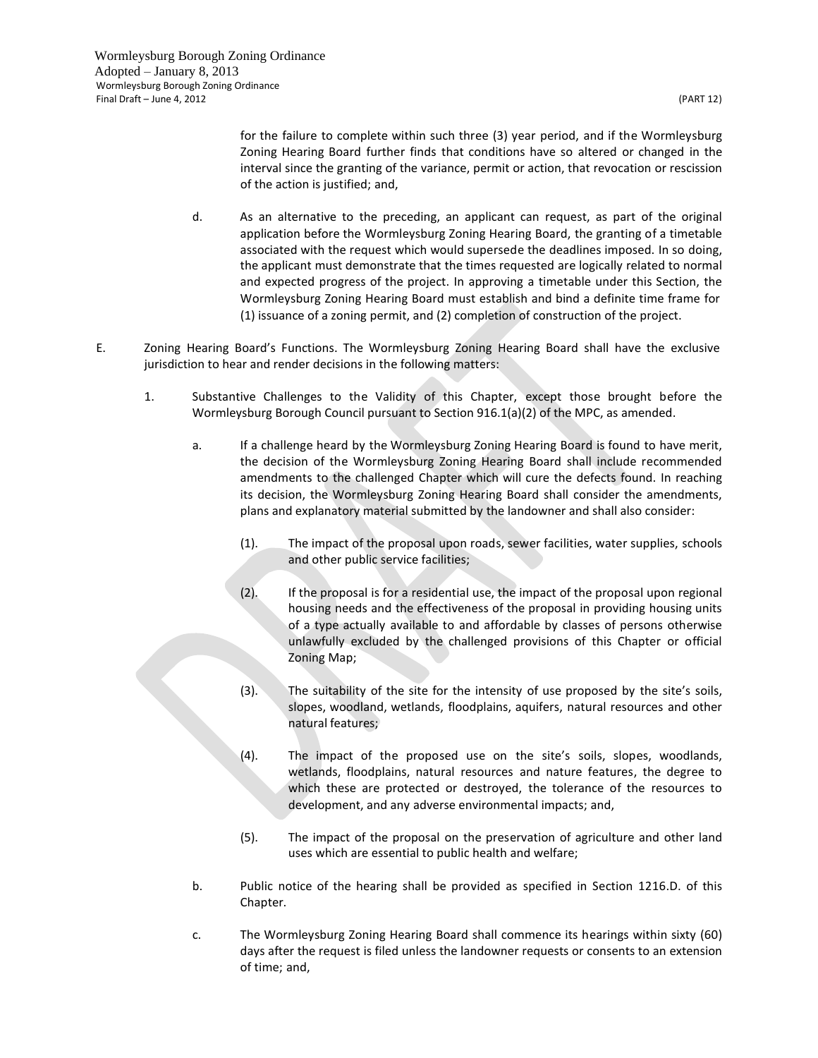for the failure to complete within such three (3) year period, and if the Wormleysburg Zoning Hearing Board further finds that conditions have so altered or changed in the interval since the granting of the variance, permit or action, that revocation or rescission of the action is justified; and,

d. As an alternative to the preceding, an applicant can request, as part of the original application before the Wormleysburg Zoning Hearing Board, the granting of a timetable associated with the request which would supersede the deadlines imposed. In so doing, the applicant must demonstrate that the times requested are logically related to normal and expected progress of the project. In approving a timetable under this Section, the Wormleysburg Zoning Hearing Board must establish and bind a definite time frame for (1) issuance of a zoning permit, and (2) completion of construction of the project.

E. Zoning Hearing Board's Functions. The Wormleysburg Zoning Hearing Board shall have the exclusive jurisdiction to hear and render decisions in the following matters:

1. Substantive Challenges to the Validity of this Chapter, except those brought before the Wormleysburg Borough Council pursuant to Section 916.1(a)(2) of the MPC, as amended.

   a. If a challenge heard by the Wormleysburg Zoning Hearing Board is found to have merit, the decision of the Wormleysburg Zoning Hearing Board shall include recommended amendments to the challenged Chapter which will cure the defects found. In reaching its decision, the Wormleysburg Zoning Hearing Board shall consider the amendments, plans and explanatory material submitted by the landowner and shall also consider:

      (1). The impact of the proposal upon roads, sewer facilities, water supplies, schools and other public service facilities;

      (2). If the proposal is for a residential use, the impact of the proposal upon regional housing needs and the effectiveness of the proposal in providing housing units of a type actually available to and affordable by classes of persons otherwise unlawfully excluded by the challenged provisions of this Chapter or official Zoning Map;

      (3). The suitability of the site for the intensity of use proposed by the site's soils, slopes, woodland, wetlands, floodplains, aquifers, natural resources and other natural features;

      (4). The impact of the proposed use on the site's soils, slopes, woodlands, wetlands, floodplains, natural resources and nature features, the degree to which these are protected or destroyed, the tolerance of the resources to development, and any adverse environmental impacts; and,

      (5). The impact of the proposal on the preservation of agriculture and other land uses which are essential to public health and welfare;

   b. Public notice of the hearing shall be provided as specified in Section 1216.D. of this Chapter.

   c. The Wormleysburg Zoning Hearing Board shall commence its hearings within sixty (60) days after the request is filed unless the landowner requests or consents to an extension of time; and,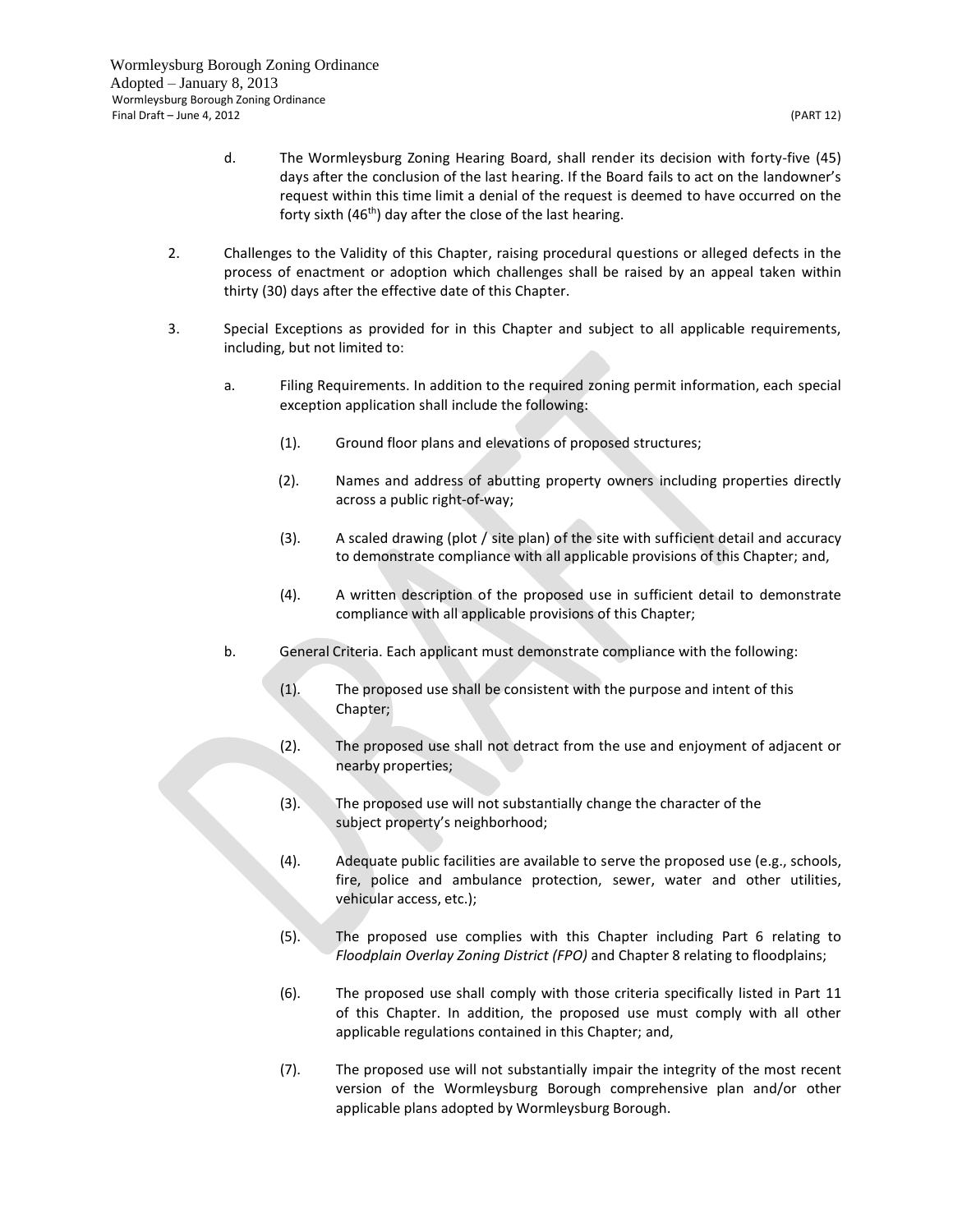d. The Wormleysburg Zoning Hearing Board, shall render its decision with forty-five (45) days after the conclusion of the last hearing. If the Board fails to act on the landowner's request within this time limit a denial of the request is deemed to have occurred on the forty sixth (46th) day after the close of the last hearing.

2. Challenges to the Validity of this Chapter, raising procedural questions or alleged defects in the process of enactment or adoption which challenges shall be raised by an appeal taken within thirty (30) days after the effective date of this Chapter.

3. Special Exceptions as provided for in this Chapter and subject to all applicable requirements, including, but not limited to:

   a. Filing Requirements. In addition to the required zoning permit information, each special exception application shall include the following:

      (1). Ground floor plans and elevations of proposed structures;

      (2). Names and address of abutting property owners including properties directly across a public right-of-way;

      (3). A scaled drawing (plot / site plan) of the site with sufficient detail and accuracy to demonstrate compliance with all applicable provisions of this Chapter; and,

      (4). A written description of the proposed use in sufficient detail to demonstrate compliance with all applicable provisions of this Chapter;

   b. General Criteria. Each applicant must demonstrate compliance with the following:

      (1). The proposed use shall be consistent with the purpose and intent of this Chapter;

      (2). The proposed use shall not detract from the use and enjoyment of adjacent or nearby properties;

      (3). The proposed use will not substantially change the character of the subject property's neighborhood;

      (4). Adequate public facilities are available to serve the proposed use (e.g., schools, fire, police and ambulance protection, sewer, water and other utilities, vehicular access, etc.);

      (5). The proposed use complies with this Chapter including Part 6 relating to *Floodplain Overlay Zoning District (FPO)* and Chapter 8 relating to floodplains;

      (6). The proposed use shall comply with those criteria specifically listed in Part 11 of this Chapter. In addition, the proposed use must comply with all other applicable regulations contained in this Chapter; and,

      (7). The proposed use will not substantially impair the integrity of the most recent version of the Wormleysburg Borough comprehensive plan and/or other applicable plans adopted by Wormleysburg Borough.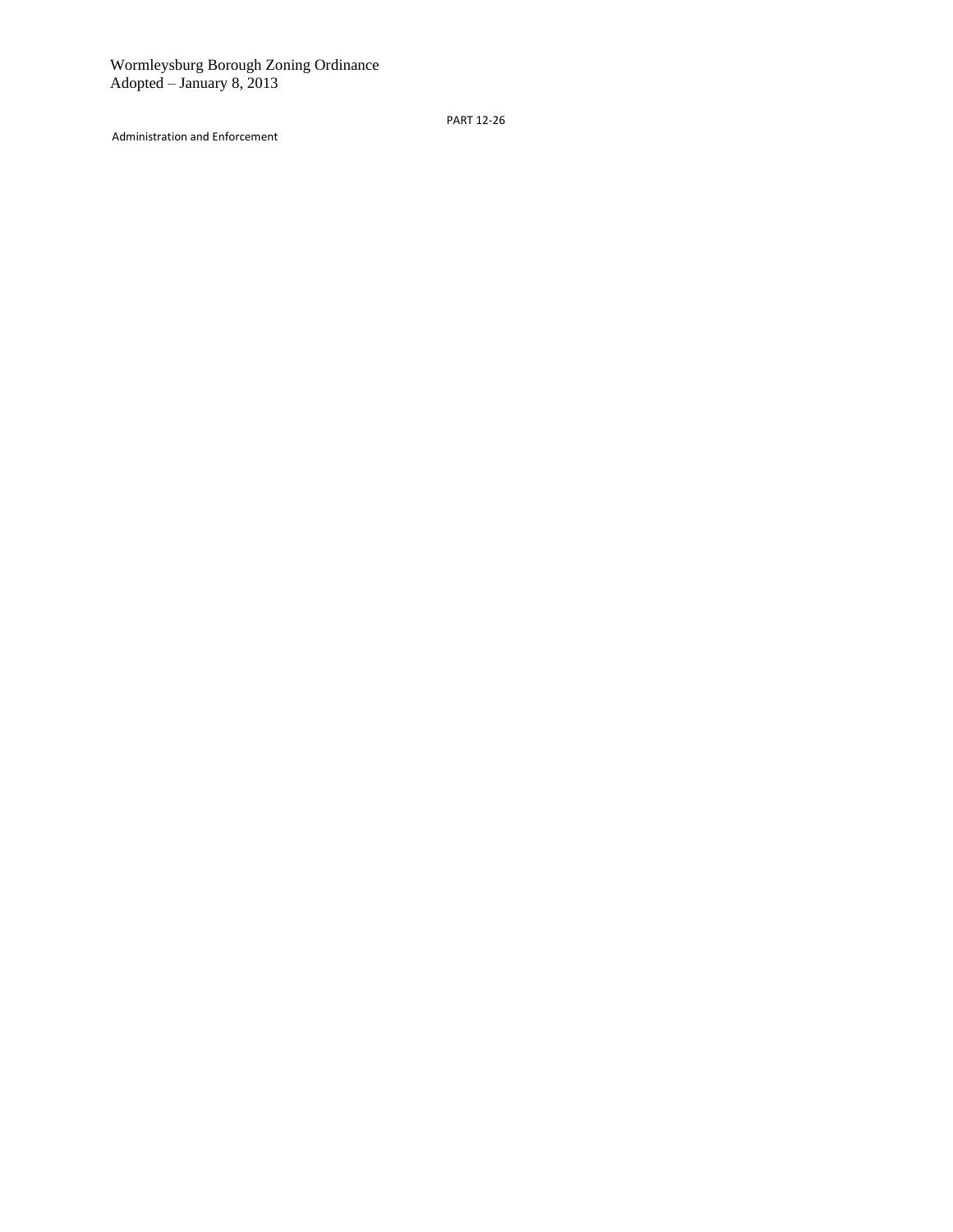PART 12-26

Administration and Enforcement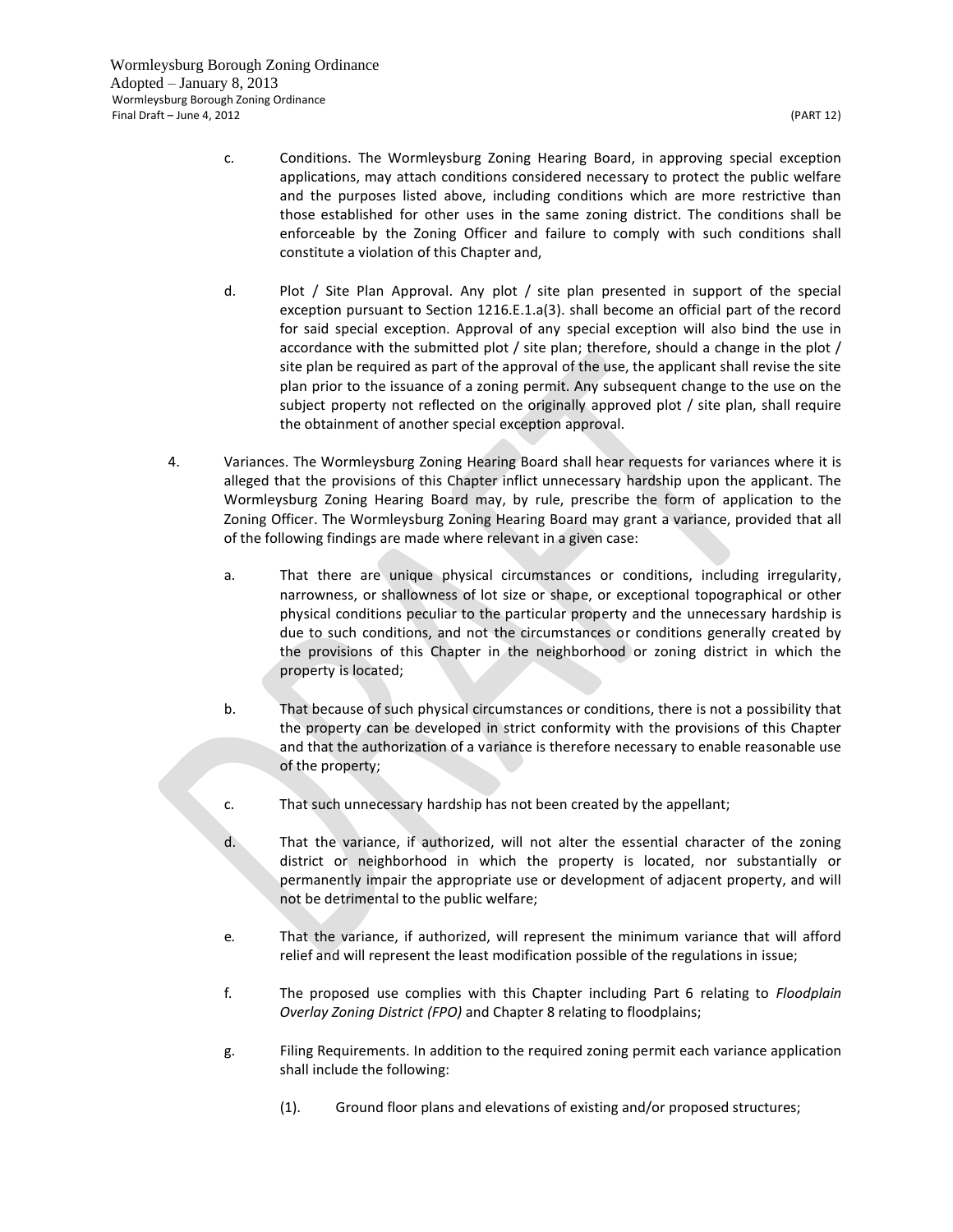c. Conditions. The Wormleysburg Zoning Hearing Board, in approving special exception applications, may attach conditions considered necessary to protect the public welfare and the purposes listed above, including conditions which are more restrictive than those established for other uses in the same zoning district. The conditions shall be enforceable by the Zoning Officer and failure to comply with such conditions shall constitute a violation of this Chapter and,

d. Plot / Site Plan Approval. Any plot / site plan presented in support of the special exception pursuant to Section 1216.E.1.a(3). shall become an official part of the record for said special exception. Approval of any special exception will also bind the use in accordance with the submitted plot / site plan; therefore, should a change in the plot / site plan be required as part of the approval of the use, the applicant shall revise the site plan prior to the issuance of a zoning permit. Any subsequent change to the use on the subject property not reflected on the originally approved plot / site plan, shall require the obtainment of another special exception approval.

4. Variances. The Wormleysburg Zoning Hearing Board shall hear requests for variances where it is alleged that the provisions of this Chapter inflict unnecessary hardship upon the applicant. The Wormleysburg Zoning Hearing Board may, by rule, prescribe the form of application to the Zoning Officer. The Wormleysburg Zoning Hearing Board may grant a variance, provided that all of the following findings are made where relevant in a given case:

   a. That there are unique physical circumstances or conditions, including irregularity, narrowness, or shallowness of lot size or shape, or exceptional topographical or other physical conditions peculiar to the particular property and the unnecessary hardship is due to such conditions, and not the circumstances or conditions generally created by the provisions of this Chapter in the neighborhood or zoning district in which the property is located;

   b. That because of such physical circumstances or conditions, there is not a possibility that the property can be developed in strict conformity with the provisions of this Chapter and that the authorization of a variance is therefore necessary to enable reasonable use of the property;

   c. That such unnecessary hardship has not been created by the appellant;

   d. That the variance, if authorized, will not alter the essential character of the zoning district or neighborhood in which the property is located, nor substantially or permanently impair the appropriate use or development of adjacent property, and will not be detrimental to the public welfare;

   e. That the variance, if authorized, will represent the minimum variance that will afford relief and will represent the least modification possible of the regulations in issue;

   f. The proposed use complies with this Chapter including Part 6 relating to *Floodplain Overlay Zoning District (FPO)* and Chapter 8 relating to floodplains;

   g. Filing Requirements. In addition to the required zoning permit each variance application shall include the following:

      (1). Ground floor plans and elevations of existing and/or proposed structures;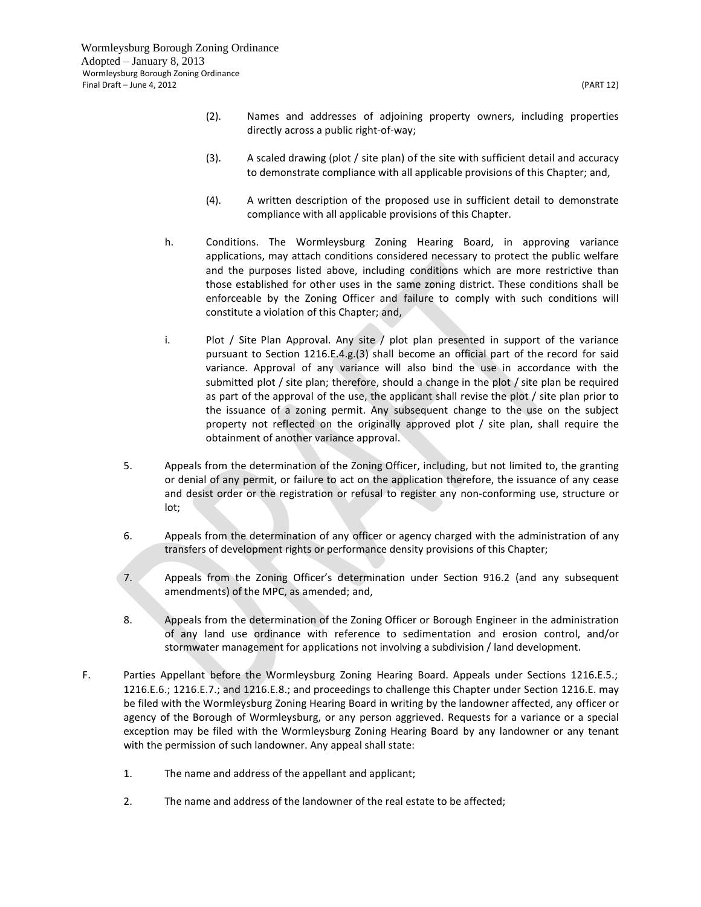(2). Names and addresses of adjoining property owners, including properties directly across a public right-of-way;

(3). A scaled drawing (plot / site plan) of the site with sufficient detail and accuracy to demonstrate compliance with all applicable provisions of this Chapter; and,

(4). A written description of the proposed use in sufficient detail to demonstrate compliance with all applicable provisions of this Chapter.

h. Conditions. The Wormleysburg Zoning Hearing Board, in approving variance applications, may attach conditions considered necessary to protect the public welfare and the purposes listed above, including conditions which are more restrictive than those established for other uses in the same zoning district. These conditions shall be enforceable by the Zoning Officer and failure to comply with such conditions will constitute a violation of this Chapter; and,

i. Plot / Site Plan Approval. Any site / plot plan presented in support of the variance pursuant to Section 1216.E.4.g.(3) shall become an official part of the record for said variance. Approval of any variance will also bind the use in accordance with the submitted plot / site plan; therefore, should a change in the plot / site plan be required as part of the approval of the use, the applicant shall revise the plot / site plan prior to the issuance of a zoning permit. Any subsequent change to the use on the subject property not reflected on the originally approved plot / site plan, shall require the obtainment of another variance approval.

5. Appeals from the determination of the Zoning Officer, including, but not limited to, the granting or denial of any permit, or failure to act on the application therefore, the issuance of any cease and desist order or the registration or refusal to register any non-conforming use, structure or lot;

6. Appeals from the determination of any officer or agency charged with the administration of any transfers of development rights or performance density provisions of this Chapter;

7. Appeals from the Zoning Officer's determination under Section 916.2 (and any subsequent amendments) of the MPC, as amended; and,

8. Appeals from the determination of the Zoning Officer or Borough Engineer in the administration of any land use ordinance with reference to sedimentation and erosion control, and/or stormwater management for applications not involving a subdivision / land development.

F. Parties Appellant before the Wormleysburg Zoning Hearing Board. Appeals under Sections 1216.E.5.; 1216.E.6.; 1216.E.7.; and 1216.E.8.; and proceedings to challenge this Chapter under Section 1216.E. may be filed with the Wormleysburg Zoning Hearing Board in writing by the landowner affected, any officer or agency of the Borough of Wormleysburg, or any person aggrieved. Requests for a variance or a special exception may be filed with the Wormleysburg Zoning Hearing Board by any landowner or any tenant with the permission of such landowner. Any appeal shall state:

1. The name and address of the appellant and applicant;

2. The name and address of the landowner of the real estate to be affected;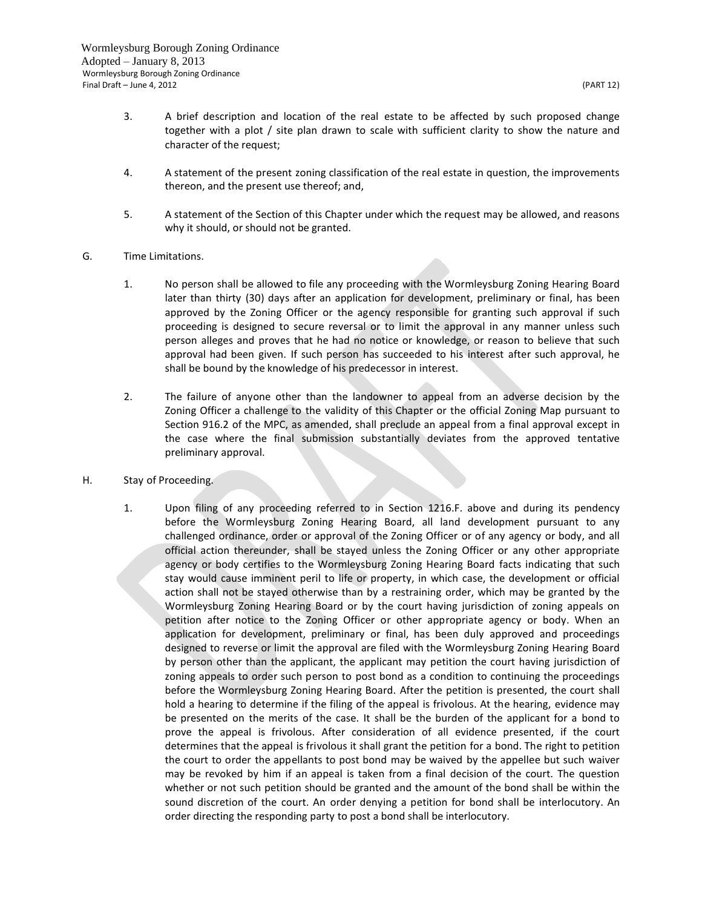3. A brief description and location of the real estate to be affected by such proposed change together with a plot / site plan drawn to scale with sufficient clarity to show the nature and character of the request;

4. A statement of the present zoning classification of the real estate in question, the improvements thereon, and the present use thereof; and,

5. A statement of the Section of this Chapter under which the request may be allowed, and reasons why it should, or should not be granted.

G. Time Limitations.

1. No person shall be allowed to file any proceeding with the Wormleysburg Zoning Hearing Board later than thirty (30) days after an application for development, preliminary or final, has been approved by the Zoning Officer or the agency responsible for granting such approval if such proceeding is designed to secure reversal or to limit the approval in any manner unless such person alleges and proves that he had no notice or knowledge, or reason to believe that such approval had been given. If such person has succeeded to his interest after such approval, he shall be bound by the knowledge of his predecessor in interest.

2. The failure of anyone other than the landowner to appeal from an adverse decision by the Zoning Officer a challenge to the validity of this Chapter or the official Zoning Map pursuant to Section 916.2 of the MPC, as amended, shall preclude an appeal from a final approval except in the case where the final submission substantially deviates from the approved tentative preliminary approval.

H. Stay of Proceeding.

1. Upon filing of any proceeding referred to in Section 1216.F. above and during its pendency before the Wormleysburg Zoning Hearing Board, all land development pursuant to any challenged ordinance, order or approval of the Zoning Officer or of any agency or body, and all official action thereunder, shall be stayed unless the Zoning Officer or any other appropriate agency or body certifies to the Wormleysburg Zoning Hearing Board facts indicating that such stay would cause imminent peril to life or property, in which case, the development or official action shall not be stayed otherwise than by a restraining order, which may be granted by the Wormleysburg Zoning Hearing Board or by the court having jurisdiction of zoning appeals on petition after notice to the Zoning Officer or other appropriate agency or body. When an application for development, preliminary or final, has been duly approved and proceedings designed to reverse or limit the approval are filed with the Wormleysburg Zoning Hearing Board by person other than the applicant, the applicant may petition the court having jurisdiction of zoning appeals to order such person to post bond as a condition to continuing the proceedings before the Wormleysburg Zoning Hearing Board. After the petition is presented, the court shall hold a hearing to determine if the filing of the appeal is frivolous. At the hearing, evidence may be presented on the merits of the case. It shall be the burden of the applicant for a bond to prove the appeal is frivolous. After consideration of all evidence presented, if the court determines that the appeal is frivolous it shall grant the petition for a bond. The right to petition the court to order the appellants to post bond may be waived by the appellee but such waiver may be revoked by him if an appeal is taken from a final decision of the court. The question whether or not such petition should be granted and the amount of the bond shall be within the sound discretion of the court. An order denying a petition for bond shall be interlocutory. An order directing the responding party to post a bond shall be interlocutory.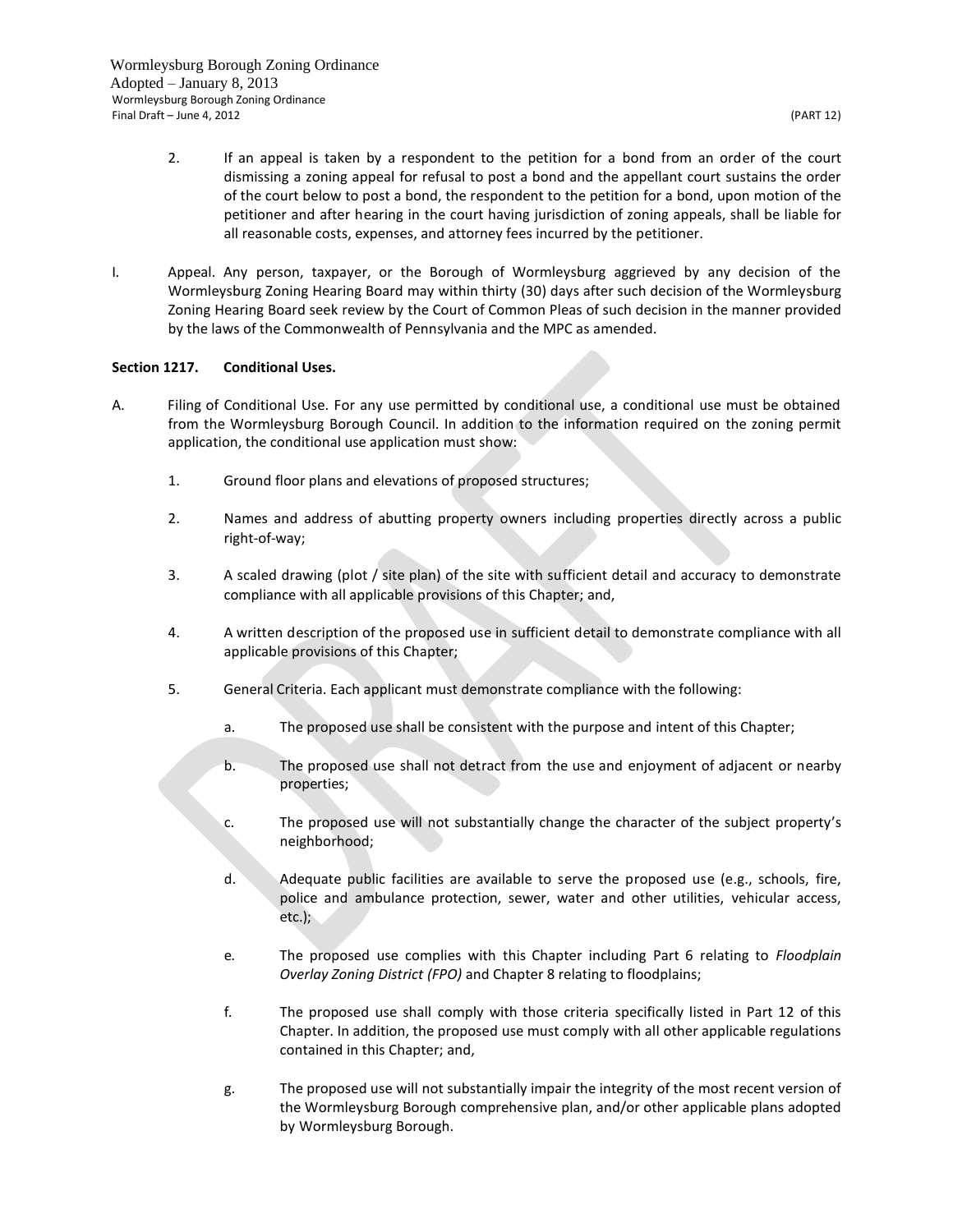2. If an appeal is taken by a respondent to the petition for a bond from an order of the court dismissing a zoning appeal for refusal to post a bond and the appellant court sustains the order of the court below to post a bond, the respondent to the petition for a bond, upon motion of the petitioner and after hearing in the court having jurisdiction of zoning appeals, shall be liable for all reasonable costs, expenses, and attorney fees incurred by the petitioner.

I. Appeal. Any person, taxpayer, or the Borough of Wormleysburg aggrieved by any decision of the Wormleysburg Zoning Hearing Board may within thirty (30) days after such decision of the Wormleysburg Zoning Hearing Board seek review by the Court of Common Pleas of such decision in the manner provided by the laws of the Commonwealth of Pennsylvania and the MPC as amended.

**Section 1217. Conditional Uses.**

A. Filing of Conditional Use. For any use permitted by conditional use, a conditional use must be obtained from the Wormleysburg Borough Council. In addition to the information required on the zoning permit application, the conditional use application must show:

1. Ground floor plans and elevations of proposed structures;

2. Names and address of abutting property owners including properties directly across a public right-of-way;

3. A scaled drawing (plot / site plan) of the site with sufficient detail and accuracy to demonstrate compliance with all applicable provisions of this Chapter; and,

4. A written description of the proposed use in sufficient detail to demonstrate compliance with all applicable provisions of this Chapter;

5. General Criteria. Each applicant must demonstrate compliance with the following:

   a. The proposed use shall be consistent with the purpose and intent of this Chapter;

   b. The proposed use shall not detract from the use and enjoyment of adjacent or nearby properties;

   c. The proposed use will not substantially change the character of the subject property's neighborhood;

   d. Adequate public facilities are available to serve the proposed use (e.g., schools, fire, police and ambulance protection, sewer, water and other utilities, vehicular access, etc.);

   e. The proposed use complies with this Chapter including Part 6 relating to *Floodplain Overlay Zoning District (FPO)* and Chapter 8 relating to floodplains;

   f. The proposed use shall comply with those criteria specifically listed in Part 12 of this Chapter. In addition, the proposed use must comply with all other applicable regulations contained in this Chapter; and,

   g. The proposed use will not substantially impair the integrity of the most recent version of the Wormleysburg Borough comprehensive plan, and/or other applicable plans adopted by Wormleysburg Borough.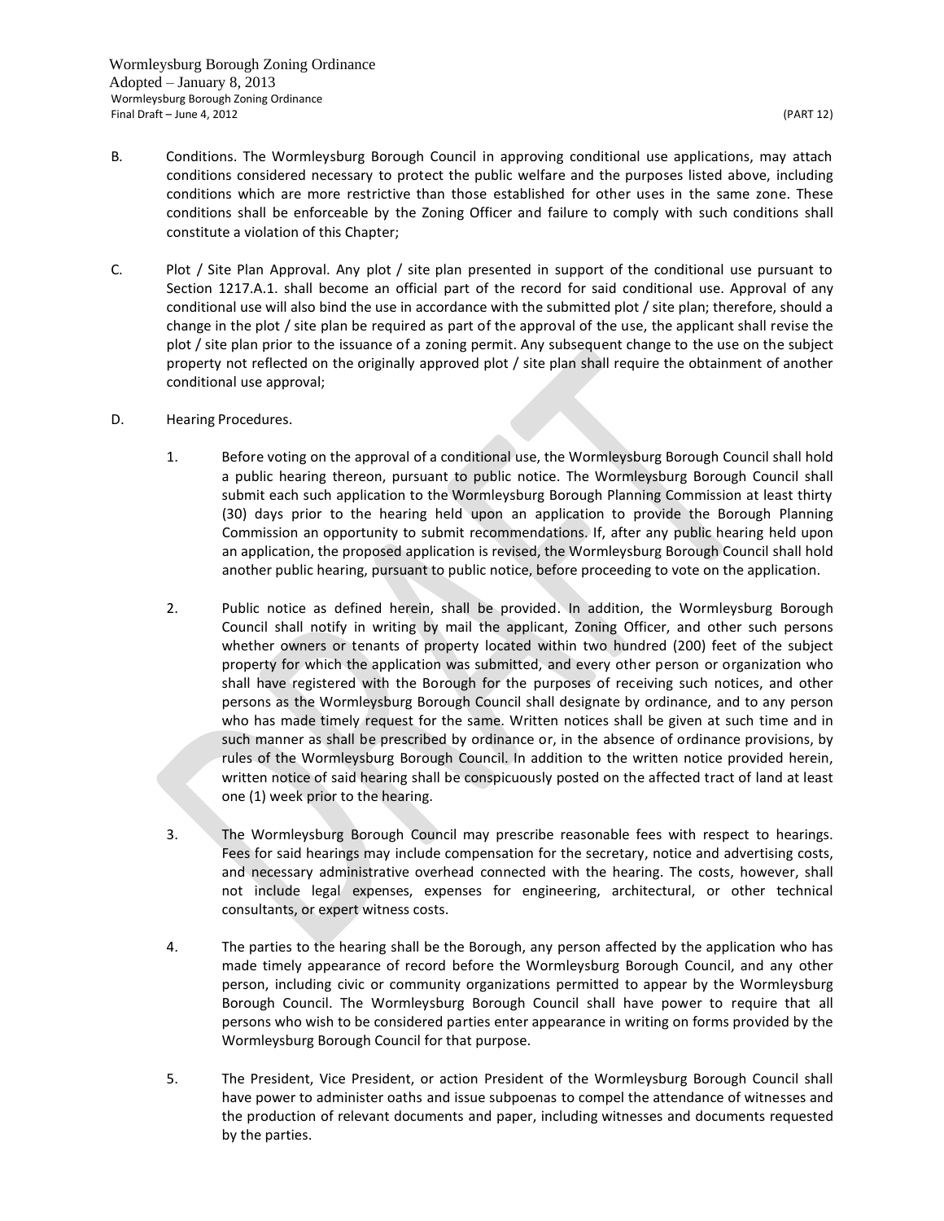B. Conditions. The Wormleysburg Borough Council in approving conditional use applications, may attach conditions considered necessary to protect the public welfare and the purposes listed above, including conditions which are more restrictive than those established for other uses in the same zone. These conditions shall be enforceable by the Zoning Officer and failure to comply with such conditions shall constitute a violation of this Chapter;

C. Plot / Site Plan Approval. Any plot / site plan presented in support of the conditional use pursuant to Section 1217.A.1. shall become an official part of the record for said conditional use. Approval of any conditional use will also bind the use in accordance with the submitted plot / site plan; therefore, should a change in the plot / site plan be required as part of the approval of the use, the applicant shall revise the plot / site plan prior to the issuance of a zoning permit. Any subsequent change to the use on the subject property not reflected on the originally approved plot / site plan shall require the obtainment of another conditional use approval;

D. Hearing Procedures.

1. Before voting on the approval of a conditional use, the Wormleysburg Borough Council shall hold a public hearing thereon, pursuant to public notice. The Wormleysburg Borough Council shall submit each such application to the Wormleysburg Borough Planning Commission at least thirty (30) days prior to the hearing held upon an application to provide the Borough Planning Commission an opportunity to submit recommendations. If, after any public hearing held upon an application, the proposed application is revised, the Wormleysburg Borough Council shall hold another public hearing, pursuant to public notice, before proceeding to vote on the application.

2. Public notice as defined herein, shall be provided. In addition, the Wormleysburg Borough Council shall notify in writing by mail the applicant, Zoning Officer, and other such persons whether owners or tenants of property located within two hundred (200) feet of the subject property for which the application was submitted, and every other person or organization who shall have registered with the Borough for the purposes of receiving such notices, and other persons as the Wormleysburg Borough Council shall designate by ordinance, and to any person who has made timely request for the same. Written notices shall be given at such time and in such manner as shall be prescribed by ordinance or, in the absence of ordinance provisions, by rules of the Wormleysburg Borough Council. In addition to the written notice provided herein, written notice of said hearing shall be conspicuously posted on the affected tract of land at least one (1) week prior to the hearing.

3. The Wormleysburg Borough Council may prescribe reasonable fees with respect to hearings. Fees for said hearings may include compensation for the secretary, notice and advertising costs, and necessary administrative overhead connected with the hearing. The costs, however, shall not include legal expenses, expenses for engineering, architectural, or other technical consultants, or expert witness costs.

4. The parties to the hearing shall be the Borough, any person affected by the application who has made timely appearance of record before the Wormleysburg Borough Council, and any other person, including civic or community organizations permitted to appear by the Wormleysburg Borough Council. The Wormleysburg Borough Council shall have power to require that all persons who wish to be considered parties enter appearance in writing on forms provided by the Wormleysburg Borough Council for that purpose.

5. The President, Vice President, or action President of the Wormleysburg Borough Council shall have power to administer oaths and issue subpoenas to compel the attendance of witnesses and the production of relevant documents and paper, including witnesses and documents requested by the parties.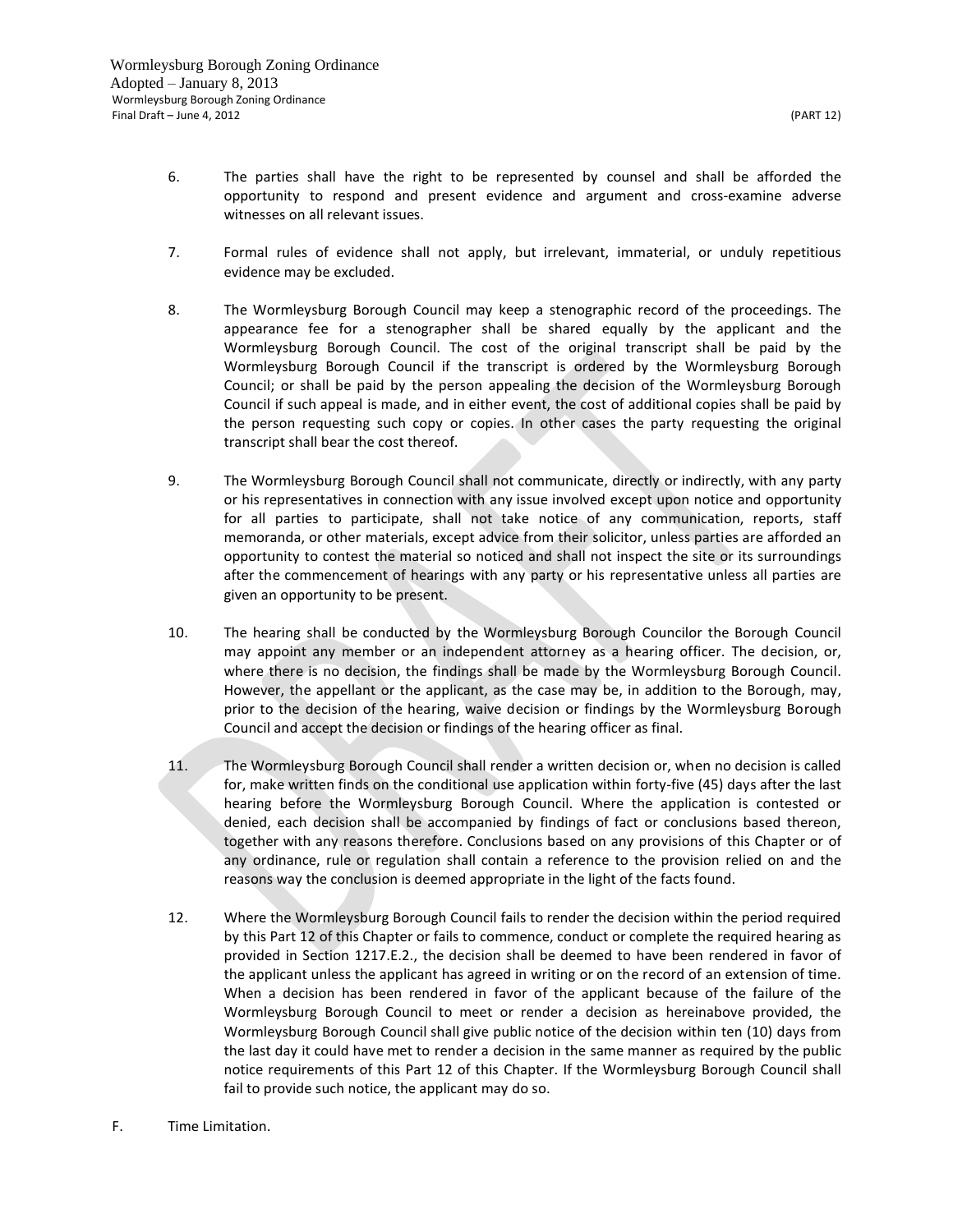6. The parties shall have the right to be represented by counsel and shall be afforded the opportunity to respond and present evidence and argument and cross-examine adverse witnesses on all relevant issues.

7. Formal rules of evidence shall not apply, but irrelevant, immaterial, or unduly repetitious evidence may be excluded.

8. The Wormleysburg Borough Council may keep a stenographic record of the proceedings. The appearance fee for a stenographer shall be shared equally by the applicant and the Wormleysburg Borough Council. The cost of the original transcript shall be paid by the Wormleysburg Borough Council if the transcript is ordered by the Wormleysburg Borough Council; or shall be paid by the person appealing the decision of the Wormleysburg Borough Council if such appeal is made, and in either event, the cost of additional copies shall be paid by the person requesting such copy or copies. In other cases the party requesting the original transcript shall bear the cost thereof.

9. The Wormleysburg Borough Council shall not communicate, directly or indirectly, with any party or his representatives in connection with any issue involved except upon notice and opportunity for all parties to participate, shall not take notice of any communication, reports, staff memoranda, or other materials, except advice from their solicitor, unless parties are afforded an opportunity to contest the material so noticed and shall not inspect the site or its surroundings after the commencement of hearings with any party or his representative unless all parties are given an opportunity to be present.

10. The hearing shall be conducted by the Wormleysburg Borough Councilor the Borough Council may appoint any member or an independent attorney as a hearing officer. The decision, or, where there is no decision, the findings shall be made by the Wormleysburg Borough Council. However, the appellant or the applicant, as the case may be, in addition to the Borough, may, prior to the decision of the hearing, waive decision or findings by the Wormleysburg Borough Council and accept the decision or findings of the hearing officer as final.

11. The Wormleysburg Borough Council shall render a written decision or, when no decision is called for, make written finds on the conditional use application within forty-five (45) days after the last hearing before the Wormleysburg Borough Council. Where the application is contested or denied, each decision shall be accompanied by findings of fact or conclusions based thereon, together with any reasons therefore. Conclusions based on any provisions of this Chapter or of any ordinance, rule or regulation shall contain a reference to the provision relied on and the reasons way the conclusion is deemed appropriate in the light of the facts found.

12. Where the Wormleysburg Borough Council fails to render the decision within the period required by this Part 12 of this Chapter or fails to commence, conduct or complete the required hearing as provided in Section 1217.E.2., the decision shall be deemed to have been rendered in favor of the applicant unless the applicant has agreed in writing or on the record of an extension of time. When a decision has been rendered in favor of the applicant because of the failure of the Wormleysburg Borough Council to meet or render a decision as hereinabove provided, the Wormleysburg Borough Council shall give public notice of the decision within ten (10) days from the last day it could have met to render a decision in the same manner as required by the public notice requirements of this Part 12 of this Chapter. If the Wormleysburg Borough Council shall fail to provide such notice, the applicant may do so.

F. Time Limitation.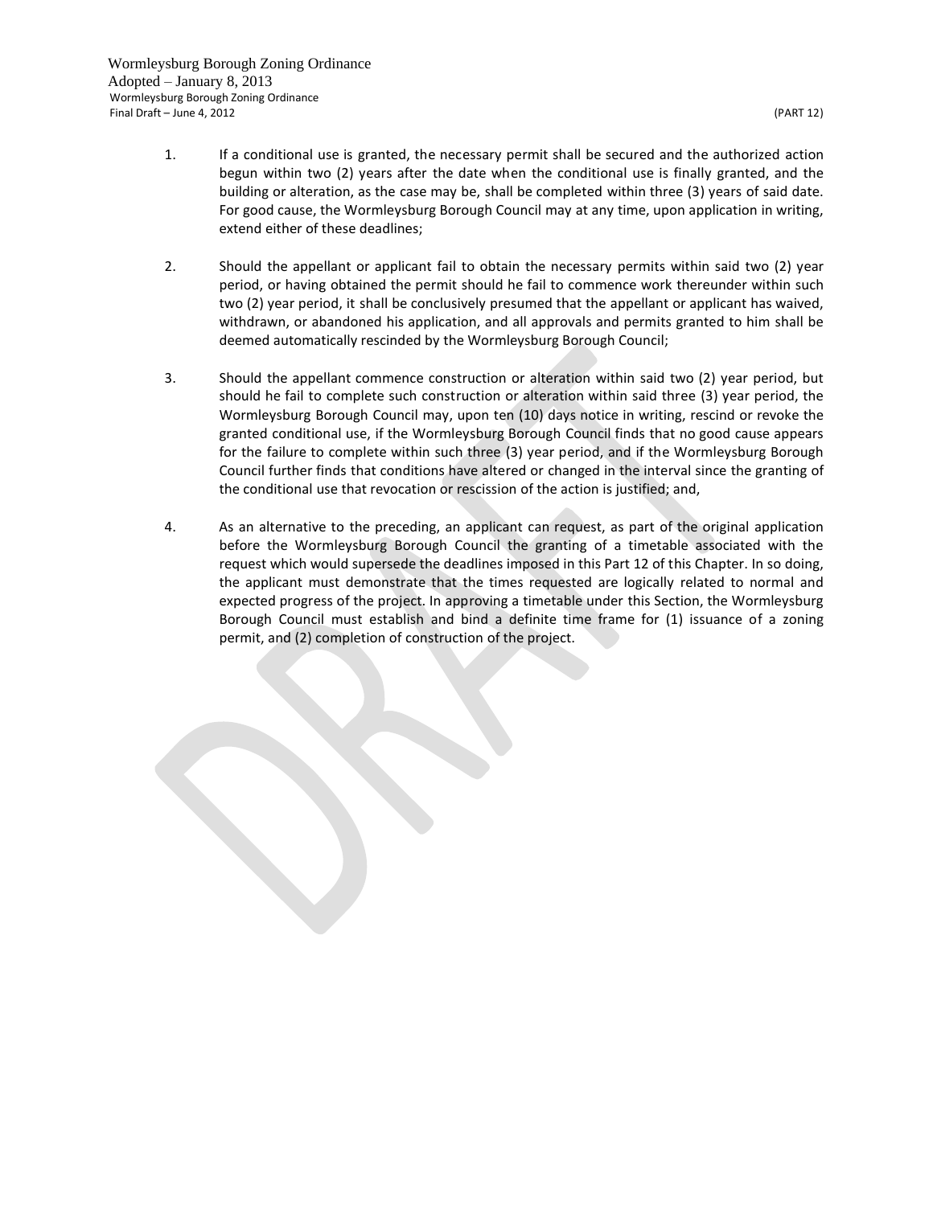1. If a conditional use is granted, the necessary permit shall be secured and the authorized action begun within two (2) years after the date when the conditional use is finally granted, and the building or alteration, as the case may be, shall be completed within three (3) years of said date. For good cause, the Wormleysburg Borough Council may at any time, upon application in writing, extend either of these deadlines;

2. Should the appellant or applicant fail to obtain the necessary permits within said two (2) year period, or having obtained the permit should he fail to commence work thereunder within such two (2) year period, it shall be conclusively presumed that the appellant or applicant has waived, withdrawn, or abandoned his application, and all approvals and permits granted to him shall be deemed automatically rescinded by the Wormleysburg Borough Council;

3. Should the appellant commence construction or alteration within said two (2) year period, but should he fail to complete such construction or alteration within said three (3) year period, the Wormleysburg Borough Council may, upon ten (10) days notice in writing, rescind or revoke the granted conditional use, if the Wormleysburg Borough Council finds that no good cause appears for the failure to complete within such three (3) year period, and if the Wormleysburg Borough Council further finds that conditions have altered or changed in the interval since the granting of the conditional use that revocation or rescission of the action is justified; and,

4. As an alternative to the preceding, an applicant can request, as part of the original application before the Wormleysburg Borough Council the granting of a timetable associated with the request which would supersede the deadlines imposed in this Part 12 of this Chapter. In so doing, the applicant must demonstrate that the times requested are logically related to normal and expected progress of the project. In approving a timetable under this Section, the Wormleysburg Borough Council must establish and bind a definite time frame for (1) issuance of a zoning permit, and (2) completion of construction of the project.